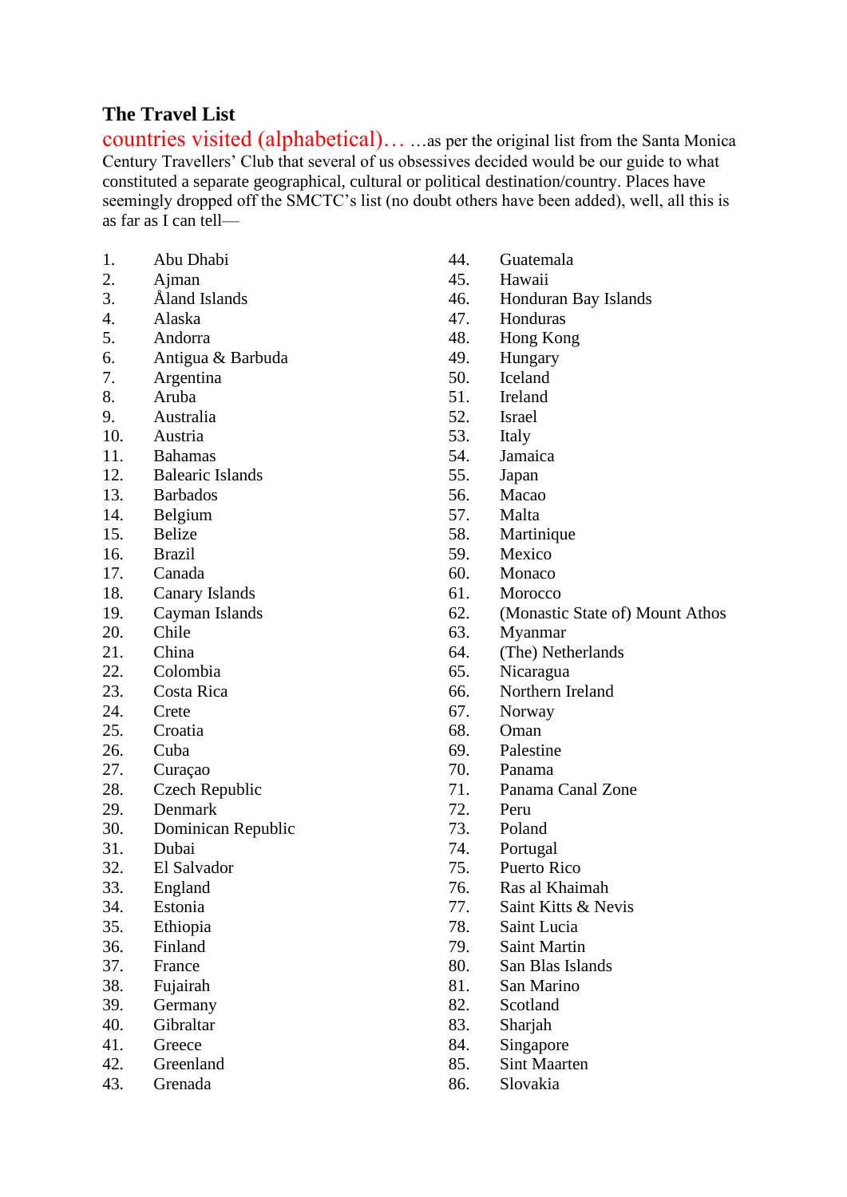**The Travel List**

countries visited (alphabetical)… …as per the original list from the Santa Monica Century Travellers' Club that several of us obsessives decided would be our guide to what constituted a separate geographical, cultural or political destination/country. Places have seemingly dropped off the SMCTC's list (no doubt others have been added), well, all this is as far as I can tell—

1. Abu Dhabi
2. Ajman
3. Åland Islands
4. Alaska
5. Andorra
6. Antigua & Barbuda
7. Argentina
8. Aruba
9. Australia
10. Austria
11. Bahamas
12. Balearic Islands
13. Barbados
14. Belgium
15. Belize
16. Brazil
17. Canada
18. Canary Islands
19. Cayman Islands
20. Chile
21. China
22. Colombia
23. Costa Rica
24. Crete
25. Croatia
26. Cuba
27. Curaçao
28. Czech Republic
29. Denmark
30. Dominican Republic
31. Dubai
32. El Salvador
33. England
34. Estonia
35. Ethiopia
36. Finland
37. France
38. Fujairah
39. Germany
40. Gibraltar
41. Greece
42. Greenland
43. Grenada
44. Guatemala
45. Hawaii
46. Honduran Bay Islands
47. Honduras
48. Hong Kong
49. Hungary
50. Iceland
51. Ireland
52. Israel
53. Italy
54. Jamaica
55. Japan
56. Macao
57. Malta
58. Martinique
59. Mexico
60. Monaco
61. Morocco
62. (Monastic State of) Mount Athos
63. Myanmar
64. (The) Netherlands
65. Nicaragua
66. Northern Ireland
67. Norway
68. Oman
69. Palestine
70. Panama
71. Panama Canal Zone
72. Peru
73. Poland
74. Portugal
75. Puerto Rico
76. Ras al Khaimah
77. Saint Kitts & Nevis
78. Saint Lucia
79. Saint Martin
80. San Blas Islands
81. San Marino
82. Scotland
83. Sharjah
84. Singapore
85. Sint Maarten
86. Slovakia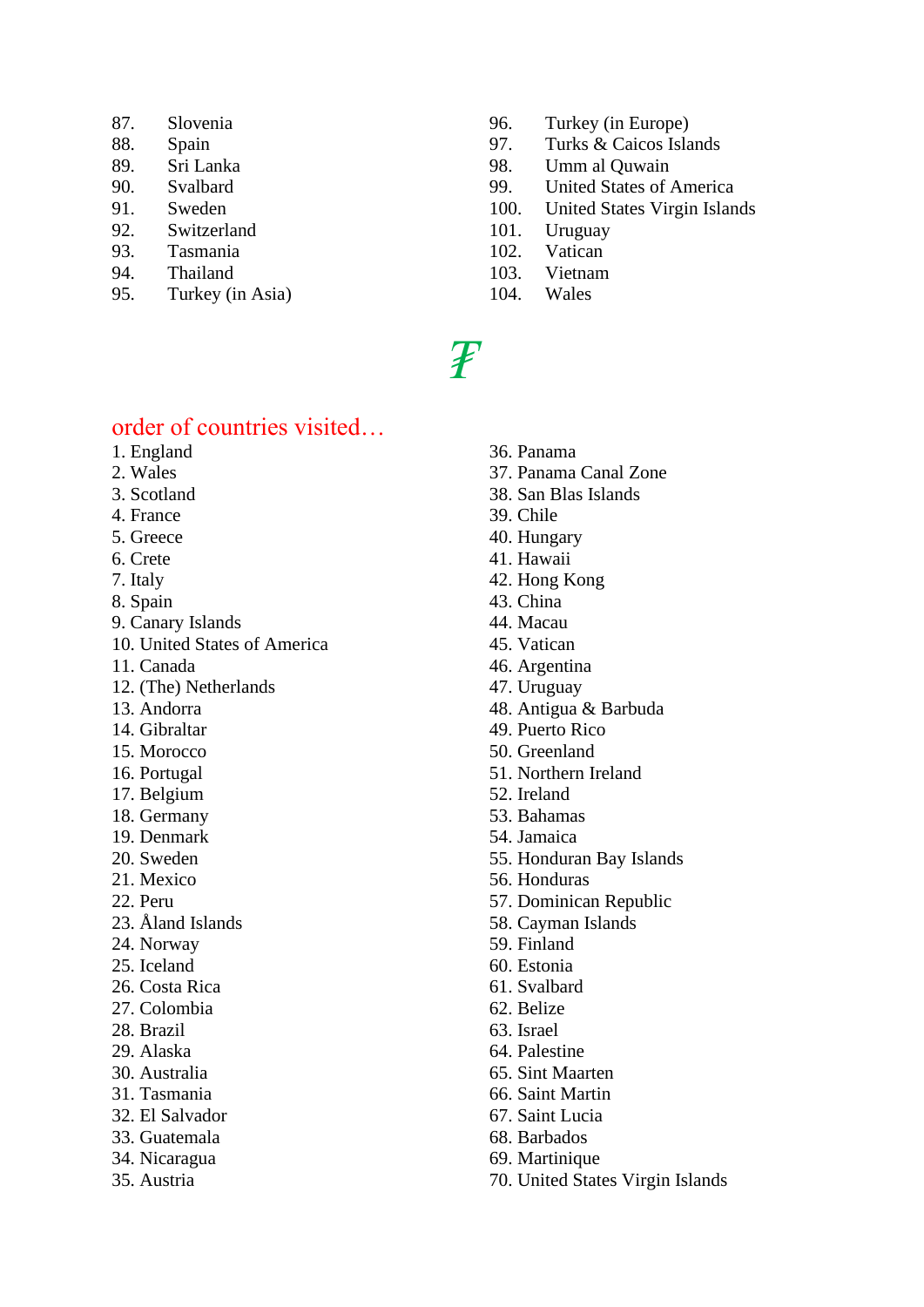87. Slovenia
88. Spain
89. Sri Lanka
90. Svalbard
91. Sweden
92. Switzerland
93. Tasmania
94. Thailand
95. Turkey (in Asia)
96. Turkey (in Europe)
97. Turks & Caicos Islands
98. Umm al Quwain
99. United States of America
100. United States Virgin Islands
101. Uruguay
102. Vatican
103. Vietnam
104. Wales

₮

## order of countries visited…

1. England
2. Wales
3. Scotland
4. France
5. Greece
6. Crete
7. Italy
8. Spain
9. Canary Islands
10. United States of America
11. Canada
12. (The) Netherlands
13. Andorra
14. Gibraltar
15. Morocco
16. Portugal
17. Belgium
18. Germany
19. Denmark
20. Sweden
21. Mexico
22. Peru
23. Åland Islands
24. Norway
25. Iceland
26. Costa Rica
27. Colombia
28. Brazil
29. Alaska
30. Australia
31. Tasmania
32. El Salvador
33. Guatemala
34. Nicaragua
35. Austria
36. Panama
37. Panama Canal Zone
38. San Blas Islands
39. Chile
40. Hungary
41. Hawaii
42. Hong Kong
43. China
44. Macau
45. Vatican
46. Argentina
47. Uruguay
48. Antigua & Barbuda
49. Puerto Rico
50. Greenland
51. Northern Ireland
52. Ireland
53. Bahamas
54. Jamaica
55. Honduran Bay Islands
56. Honduras
57. Dominican Republic
58. Cayman Islands
59. Finland
60. Estonia
61. Svalbard
62. Belize
63. Israel
64. Palestine
65. Sint Maarten
66. Saint Martin
67. Saint Lucia
68. Barbados
69. Martinique
70. United States Virgin Islands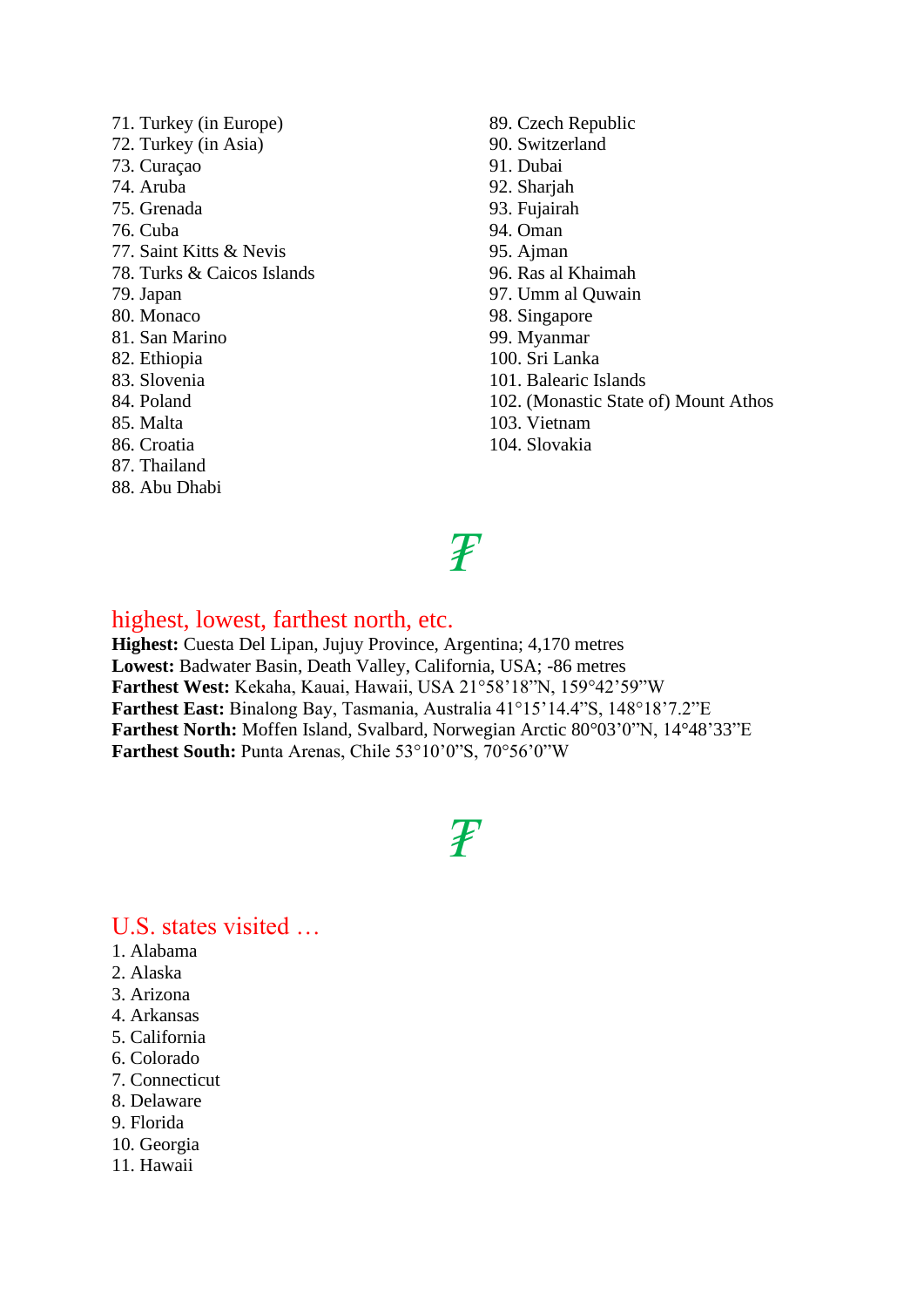71. Turkey (in Europe)
72. Turkey (in Asia)
73. Curaçao
74. Aruba
75. Grenada
76. Cuba
77. Saint Kitts & Nevis
78. Turks & Caicos Islands
79. Japan
80. Monaco
81. San Marino
82. Ethiopia
83. Slovenia
84. Poland
85. Malta
86. Croatia
87. Thailand
88. Abu Dhabi
89. Czech Republic
90. Switzerland
91. Dubai
92. Sharjah
93. Fujairah
94. Oman
95. Ajman
96. Ras al Khaimah
97. Umm al Quwain
98. Singapore
99. Myanmar
100. Sri Lanka
101. Balearic Islands
102. (Monastic State of) Mount Athos
103. Vietnam
104. Slovakia

₮

## highest, lowest, farthest north, etc.

**Highest:** Cuesta Del Lipan, Jujuy Province, Argentina; 4,170 metres
**Lowest:** Badwater Basin, Death Valley, California, USA; -86 metres
**Farthest West:** Kekaha, Kauai, Hawaii, USA 21°58’18”N, 159°42’59”W
**Farthest East:** Binalong Bay, Tasmania, Australia 41°15’14.4”S, 148°18’7.2”E
**Farthest North:** Moffen Island, Svalbard, Norwegian Arctic 80°03’0”N, 14°48’33”E
**Farthest South:** Punta Arenas, Chile 53°10’0”S, 70°56’0”W

₮

## U.S. states visited …

1. Alabama
2. Alaska
3. Arizona
4. Arkansas
5. California
6. Colorado
7. Connecticut
8. Delaware
9. Florida
10. Georgia
11. Hawaii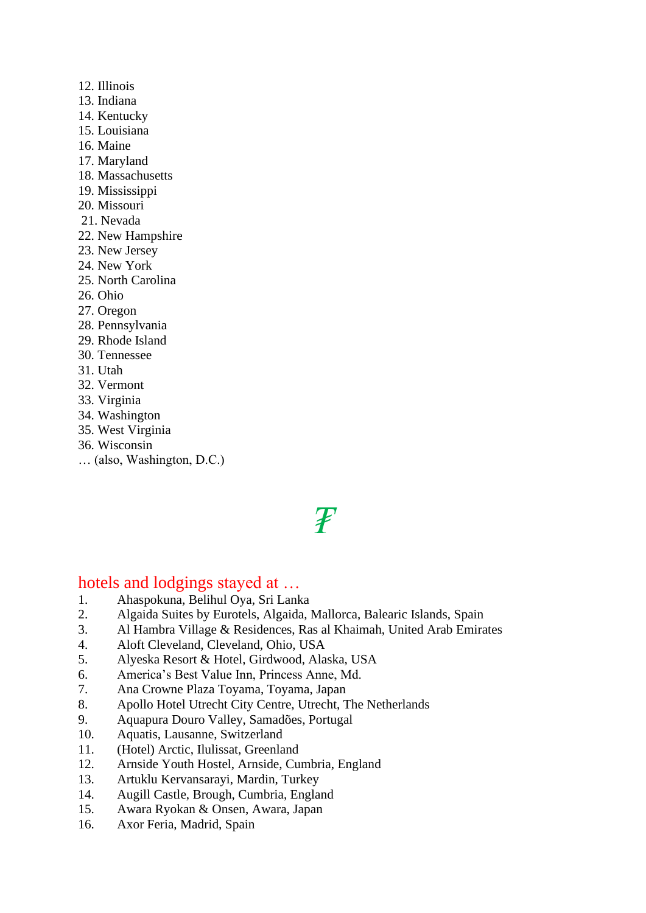12. Illinois
13. Indiana
14. Kentucky
15. Louisiana
16. Maine
17. Maryland
18. Massachusetts
19. Mississippi
20. Missouri
21. Nevada
22. New Hampshire
23. New Jersey
24. New York
25. North Carolina
26. Ohio
27. Oregon
28. Pennsylvania
29. Rhode Island
30. Tennessee
31. Utah
32. Vermont
33. Virginia
34. Washington
35. West Virginia
36. Wisconsin

… (also, Washington, D.C.)

₮

## hotels and lodgings stayed at …

1. Ahaspokuna, Belihul Oya, Sri Lanka
2. Algaida Suites by Eurotels, Algaida, Mallorca, Balearic Islands, Spain
3. Al Hambra Village & Residences, Ras al Khaimah, United Arab Emirates
4. Aloft Cleveland, Cleveland, Ohio, USA
5. Alyeska Resort & Hotel, Girdwood, Alaska, USA
6. America's Best Value Inn, Princess Anne, Md.
7. Ana Crowne Plaza Toyama, Toyama, Japan
8. Apollo Hotel Utrecht City Centre, Utrecht, The Netherlands
9. Aquapura Douro Valley, Samadões, Portugal
10. Aquatis, Lausanne, Switzerland
11. (Hotel) Arctic, Ilulissat, Greenland
12. Arnside Youth Hostel, Arnside, Cumbria, England
13. Artuklu Kervansarayi, Mardin, Turkey
14. Augill Castle, Brough, Cumbria, England
15. Awara Ryokan & Onsen, Awara, Japan
16. Axor Feria, Madrid, Spain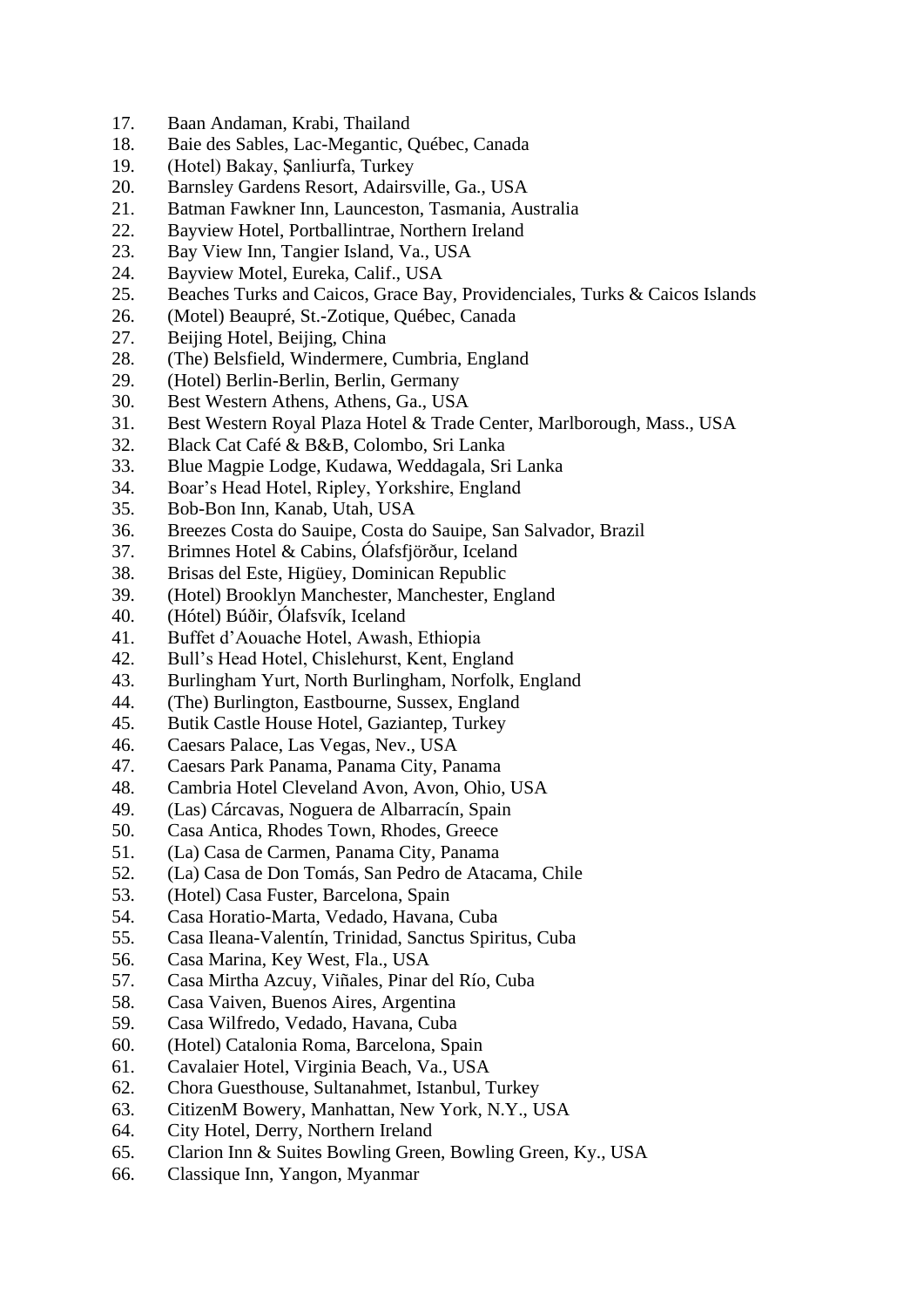17. Baan Andaman, Krabi, Thailand
18. Baie des Sables, Lac-Megantic, Québec, Canada
19. (Hotel) Bakay, Şanliurfa, Turkey
20. Barnsley Gardens Resort, Adairsville, Ga., USA
21. Batman Fawkner Inn, Launceston, Tasmania, Australia
22. Bayview Hotel, Portballintrae, Northern Ireland
23. Bay View Inn, Tangier Island, Va., USA
24. Bayview Motel, Eureka, Calif., USA
25. Beaches Turks and Caicos, Grace Bay, Providenciales, Turks & Caicos Islands
26. (Motel) Beaupré, St.-Zotique, Québec, Canada
27. Beijing Hotel, Beijing, China
28. (The) Belsfield, Windermere, Cumbria, England
29. (Hotel) Berlin-Berlin, Berlin, Germany
30. Best Western Athens, Athens, Ga., USA
31. Best Western Royal Plaza Hotel & Trade Center, Marlborough, Mass., USA
32. Black Cat Café & B&B, Colombo, Sri Lanka
33. Blue Magpie Lodge, Kudawa, Weddagala, Sri Lanka
34. Boar's Head Hotel, Ripley, Yorkshire, England
35. Bob-Bon Inn, Kanab, Utah, USA
36. Breezes Costa do Sauipe, Costa do Sauipe, San Salvador, Brazil
37. Brimnes Hotel & Cabins, Ólafsfjörður, Iceland
38. Brisas del Este, Higüey, Dominican Republic
39. (Hotel) Brooklyn Manchester, Manchester, England
40. (Hótel) Búðir, Ólafsvík, Iceland
41. Buffet d'Aouache Hotel, Awash, Ethiopia
42. Bull's Head Hotel, Chislehurst, Kent, England
43. Burlingham Yurt, North Burlingham, Norfolk, England
44. (The) Burlington, Eastbourne, Sussex, England
45. Butik Castle House Hotel, Gaziantep, Turkey
46. Caesars Palace, Las Vegas, Nev., USA
47. Caesars Park Panama, Panama City, Panama
48. Cambria Hotel Cleveland Avon, Avon, Ohio, USA
49. (Las) Cárcavas, Noguera de Albarracín, Spain
50. Casa Antica, Rhodes Town, Rhodes, Greece
51. (La) Casa de Carmen, Panama City, Panama
52. (La) Casa de Don Tomás, San Pedro de Atacama, Chile
53. (Hotel) Casa Fuster, Barcelona, Spain
54. Casa Horatio-Marta, Vedado, Havana, Cuba
55. Casa Ileana-Valentín, Trinidad, Sanctus Spiritus, Cuba
56. Casa Marina, Key West, Fla., USA
57. Casa Mirtha Azcuy, Viñales, Pinar del Río, Cuba
58. Casa Vaiven, Buenos Aires, Argentina
59. Casa Wilfredo, Vedado, Havana, Cuba
60. (Hotel) Catalonia Roma, Barcelona, Spain
61. Cavalaier Hotel, Virginia Beach, Va., USA
62. Chora Guesthouse, Sultanahmet, Istanbul, Turkey
63. CitizenM Bowery, Manhattan, New York, N.Y., USA
64. City Hotel, Derry, Northern Ireland
65. Clarion Inn & Suites Bowling Green, Bowling Green, Ky., USA
66. Classique Inn, Yangon, Myanmar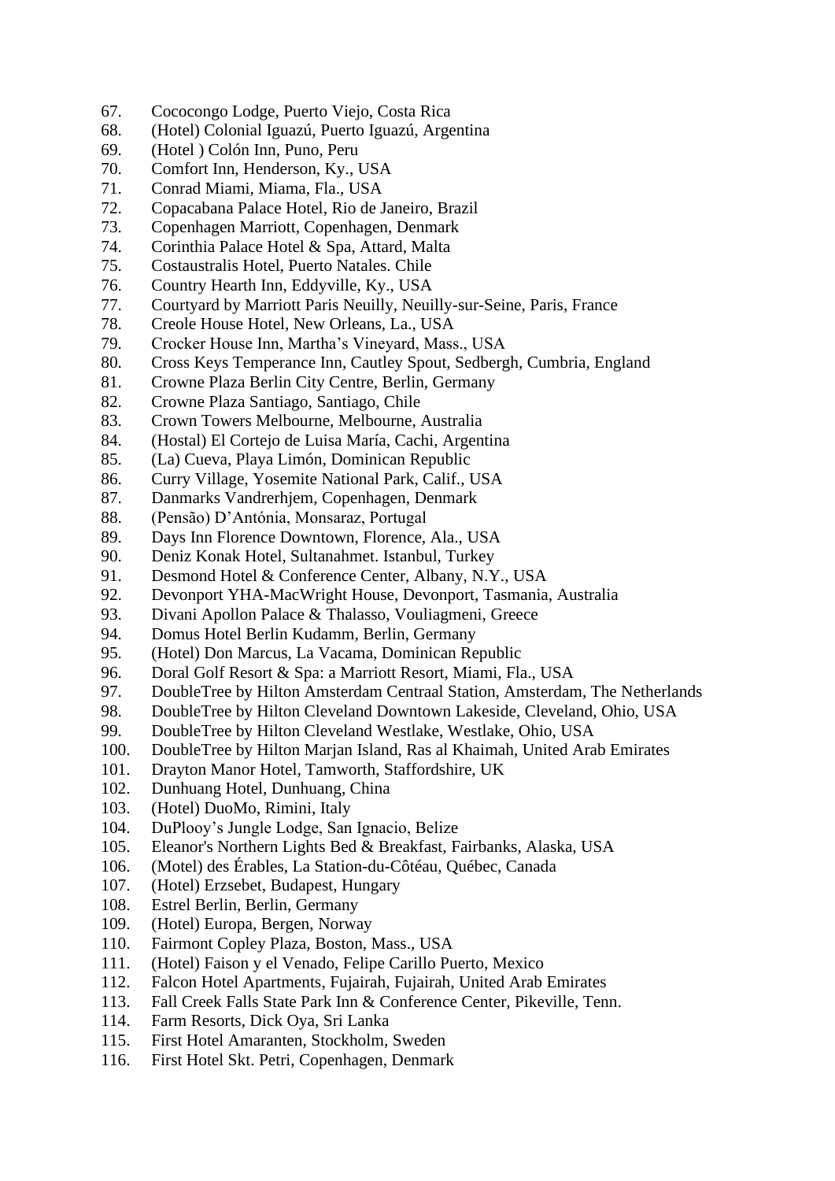67. Cococongo Lodge, Puerto Viejo, Costa Rica
68. (Hotel) Colonial Iguazú, Puerto Iguazú, Argentina
69. (Hotel ) Colón Inn, Puno, Peru
70. Comfort Inn, Henderson, Ky., USA
71. Conrad Miami, Miama, Fla., USA
72. Copacabana Palace Hotel, Rio de Janeiro, Brazil
73. Copenhagen Marriott, Copenhagen, Denmark
74. Corinthia Palace Hotel & Spa, Attard, Malta
75. Costaustralis Hotel, Puerto Natales. Chile
76. Country Hearth Inn, Eddyville, Ky., USA
77. Courtyard by Marriott Paris Neuilly, Neuilly-sur-Seine, Paris, France
78. Creole House Hotel, New Orleans, La., USA
79. Crocker House Inn, Martha's Vineyard, Mass., USA
80. Cross Keys Temperance Inn, Cautley Spout, Sedbergh, Cumbria, England
81. Crowne Plaza Berlin City Centre, Berlin, Germany
82. Crowne Plaza Santiago, Santiago, Chile
83. Crown Towers Melbourne, Melbourne, Australia
84. (Hostal) El Cortejo de Luisa María, Cachi, Argentina
85. (La) Cueva, Playa Limón, Dominican Republic
86. Curry Village, Yosemite National Park, Calif., USA
87. Danmarks Vandrerhjem, Copenhagen, Denmark
88. (Pensão) D'Antónia, Monsaraz, Portugal
89. Days Inn Florence Downtown, Florence, Ala., USA
90. Deniz Konak Hotel, Sultanahmet. Istanbul, Turkey
91. Desmond Hotel & Conference Center, Albany, N.Y., USA
92. Devonport YHA-MacWright House, Devonport, Tasmania, Australia
93. Divani Apollon Palace & Thalasso, Vouliagmeni, Greece
94. Domus Hotel Berlin Kudamm, Berlin, Germany
95. (Hotel) Don Marcus, La Vacama, Dominican Republic
96. Doral Golf Resort & Spa: a Marriott Resort, Miami, Fla., USA
97. DoubleTree by Hilton Amsterdam Centraal Station, Amsterdam, The Netherlands
98. DoubleTree by Hilton Cleveland Downtown Lakeside, Cleveland, Ohio, USA
99. DoubleTree by Hilton Cleveland Westlake, Westlake, Ohio, USA
100. DoubleTree by Hilton Marjan Island, Ras al Khaimah, United Arab Emirates
101. Drayton Manor Hotel, Tamworth, Staffordshire, UK
102. Dunhuang Hotel, Dunhuang, China
103. (Hotel) DuoMo, Rimini, Italy
104. DuPlooy's Jungle Lodge, San Ignacio, Belize
105. Eleanor's Northern Lights Bed & Breakfast, Fairbanks, Alaska, USA
106. (Motel) des Érables, La Station-du-Côtéau, Québec, Canada
107. (Hotel) Erzsebet, Budapest, Hungary
108. Estrel Berlin, Berlin, Germany
109. (Hotel) Europa, Bergen, Norway
110. Fairmont Copley Plaza, Boston, Mass., USA
111. (Hotel) Faison y el Venado, Felipe Carillo Puerto, Mexico
112. Falcon Hotel Apartments, Fujairah, Fujairah, United Arab Emirates
113. Fall Creek Falls State Park Inn & Conference Center, Pikeville, Tenn.
114. Farm Resorts, Dick Oya, Sri Lanka
115. First Hotel Amaranten, Stockholm, Sweden
116. First Hotel Skt. Petri, Copenhagen, Denmark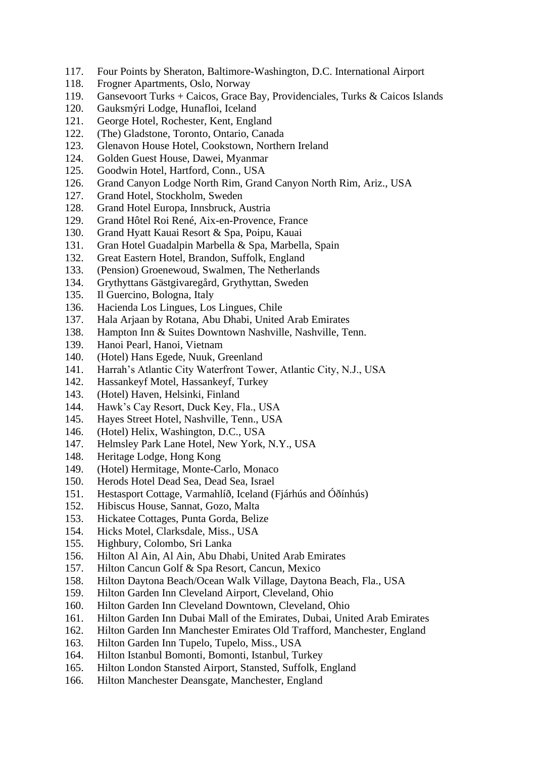117. Four Points by Sheraton, Baltimore-Washington, D.C. International Airport
118. Frogner Apartments, Oslo, Norway
119. Gansevoort Turks + Caicos, Grace Bay, Providenciales, Turks & Caicos Islands
120. Gauksmýri Lodge, Hunafloi, Iceland
121. George Hotel, Rochester, Kent, England
122. (The) Gladstone, Toronto, Ontario, Canada
123. Glenavon House Hotel, Cookstown, Northern Ireland
124. Golden Guest House, Dawei, Myanmar
125. Goodwin Hotel, Hartford, Conn., USA
126. Grand Canyon Lodge North Rim, Grand Canyon North Rim, Ariz., USA
127. Grand Hotel, Stockholm, Sweden
128. Grand Hotel Europa, Innsbruck, Austria
129. Grand Hôtel Roi René, Aix-en-Provence, France
130. Grand Hyatt Kauai Resort & Spa, Poipu, Kauai
131. Gran Hotel Guadalpin Marbella & Spa, Marbella, Spain
132. Great Eastern Hotel, Brandon, Suffolk, England
133. (Pension) Groenewoud, Swalmen, The Netherlands
134. Grythyttans Gästgivaregård, Grythyttan, Sweden
135. Il Guercino, Bologna, Italy
136. Hacienda Los Lingues, Los Lingues, Chile
137. Hala Arjaan by Rotana, Abu Dhabi, United Arab Emirates
138. Hampton Inn & Suites Downtown Nashville, Nashville, Tenn.
139. Hanoi Pearl, Hanoi, Vietnam
140. (Hotel) Hans Egede, Nuuk, Greenland
141. Harrah's Atlantic City Waterfront Tower, Atlantic City, N.J., USA
142. Hassankeyf Motel, Hassankeyf, Turkey
143. (Hotel) Haven, Helsinki, Finland
144. Hawk's Cay Resort, Duck Key, Fla., USA
145. Hayes Street Hotel, Nashville, Tenn., USA
146. (Hotel) Helix, Washington, D.C., USA
147. Helmsley Park Lane Hotel, New York, N.Y., USA
148. Heritage Lodge, Hong Kong
149. (Hotel) Hermitage, Monte-Carlo, Monaco
150. Herods Hotel Dead Sea, Dead Sea, Israel
151. Hestasport Cottage, Varmahlíð, Iceland (Fjárhús and Óðínhús)
152. Hibiscus House, Sannat, Gozo, Malta
153. Hickatee Cottages, Punta Gorda, Belize
154. Hicks Motel, Clarksdale, Miss., USA
155. Highbury, Colombo, Sri Lanka
156. Hilton Al Ain, Al Ain, Abu Dhabi, United Arab Emirates
157. Hilton Cancun Golf & Spa Resort, Cancun, Mexico
158. Hilton Daytona Beach/Ocean Walk Village, Daytona Beach, Fla., USA
159. Hilton Garden Inn Cleveland Airport, Cleveland, Ohio
160. Hilton Garden Inn Cleveland Downtown, Cleveland, Ohio
161. Hilton Garden Inn Dubai Mall of the Emirates, Dubai, United Arab Emirates
162. Hilton Garden Inn Manchester Emirates Old Trafford, Manchester, England
163. Hilton Garden Inn Tupelo, Tupelo, Miss., USA
164. Hilton Istanbul Bomonti, Bomonti, Istanbul, Turkey
165. Hilton London Stansted Airport, Stansted, Suffolk, England
166. Hilton Manchester Deansgate, Manchester, England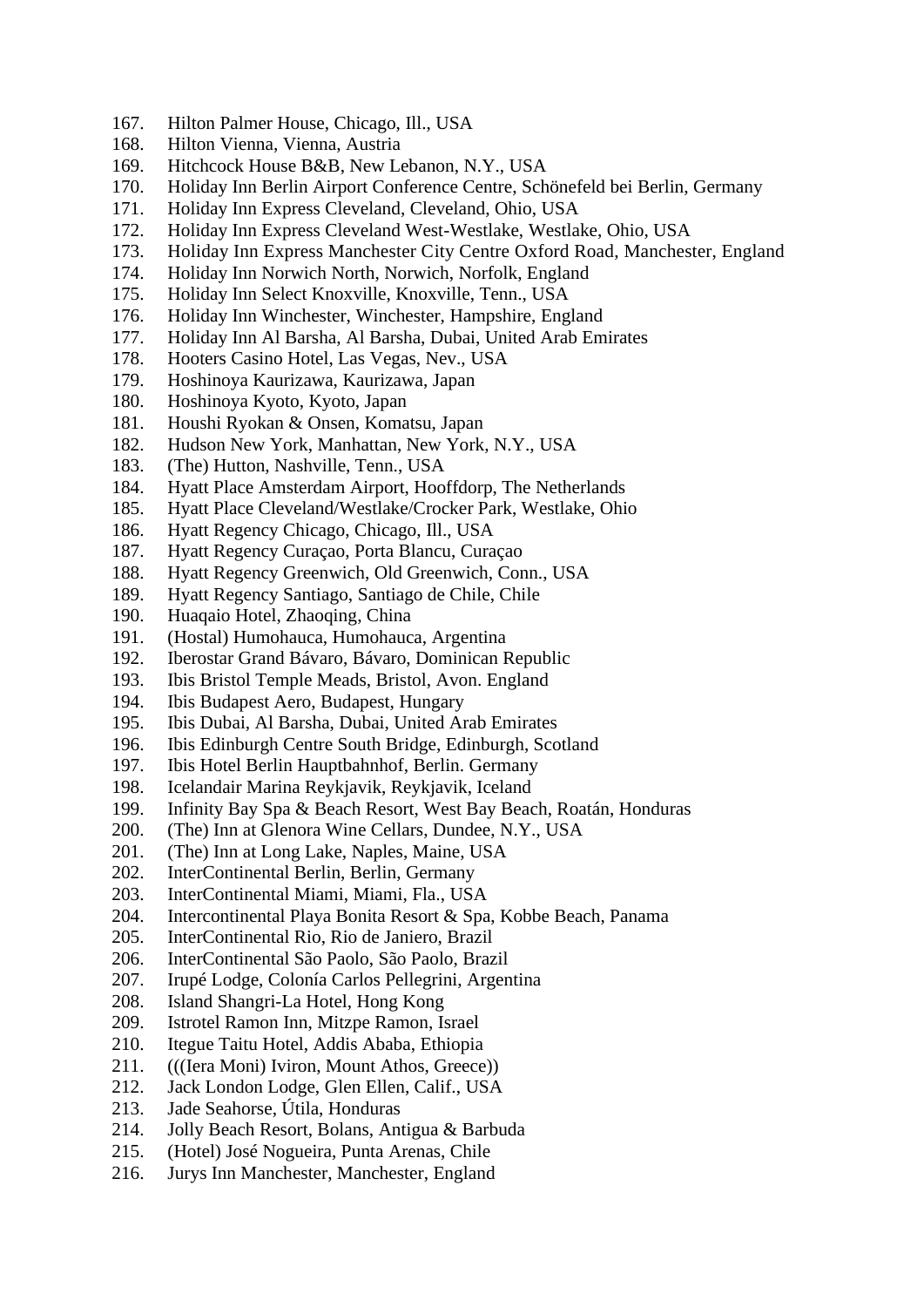167. Hilton Palmer House, Chicago, Ill., USA
168. Hilton Vienna, Vienna, Austria
169. Hitchcock House B&B, New Lebanon, N.Y., USA
170. Holiday Inn Berlin Airport Conference Centre, Schönefeld bei Berlin, Germany
171. Holiday Inn Express Cleveland, Cleveland, Ohio, USA
172. Holiday Inn Express Cleveland West-Westlake, Westlake, Ohio, USA
173. Holiday Inn Express Manchester City Centre Oxford Road, Manchester, England
174. Holiday Inn Norwich North, Norwich, Norfolk, England
175. Holiday Inn Select Knoxville, Knoxville, Tenn., USA
176. Holiday Inn Winchester, Winchester, Hampshire, England
177. Holiday Inn Al Barsha, Al Barsha, Dubai, United Arab Emirates
178. Hooters Casino Hotel, Las Vegas, Nev., USA
179. Hoshinoya Kaurizawa, Kaurizawa, Japan
180. Hoshinoya Kyoto, Kyoto, Japan
181. Houshi Ryokan & Onsen, Komatsu, Japan
182. Hudson New York, Manhattan, New York, N.Y., USA
183. (The) Hutton, Nashville, Tenn., USA
184. Hyatt Place Amsterdam Airport, Hooffdorp, The Netherlands
185. Hyatt Place Cleveland/Westlake/Crocker Park, Westlake, Ohio
186. Hyatt Regency Chicago, Chicago, Ill., USA
187. Hyatt Regency Curaçao, Porta Blancu, Curaçao
188. Hyatt Regency Greenwich, Old Greenwich, Conn., USA
189. Hyatt Regency Santiago, Santiago de Chile, Chile
190. Huaqaio Hotel, Zhaoqing, China
191. (Hostal) Humohauca, Humohauca, Argentina
192. Iberostar Grand Bávaro, Bávaro, Dominican Republic
193. Ibis Bristol Temple Meads, Bristol, Avon. England
194. Ibis Budapest Aero, Budapest, Hungary
195. Ibis Dubai, Al Barsha, Dubai, United Arab Emirates
196. Ibis Edinburgh Centre South Bridge, Edinburgh, Scotland
197. Ibis Hotel Berlin Hauptbahnhof, Berlin. Germany
198. Icelandair Marina Reykjavik, Reykjavik, Iceland
199. Infinity Bay Spa & Beach Resort, West Bay Beach, Roatán, Honduras
200. (The) Inn at Glenora Wine Cellars, Dundee, N.Y., USA
201. (The) Inn at Long Lake, Naples, Maine, USA
202. InterContinental Berlin, Berlin, Germany
203. InterContinental Miami, Miami, Fla., USA
204. Intercontinental Playa Bonita Resort & Spa, Kobbe Beach, Panama
205. InterContinental Rio, Rio de Janiero, Brazil
206. InterContinental São Paolo, São Paolo, Brazil
207. Irupé Lodge, Colonía Carlos Pellegrini, Argentina
208. Island Shangri-La Hotel, Hong Kong
209. Istrotel Ramon Inn, Mitzpe Ramon, Israel
210. Itegue Taitu Hotel, Addis Ababa, Ethiopia
211. (((Iera Moni) Iviron, Mount Athos, Greece))
212. Jack London Lodge, Glen Ellen, Calif., USA
213. Jade Seahorse, Útila, Honduras
214. Jolly Beach Resort, Bolans, Antigua & Barbuda
215. (Hotel) José Nogueira, Punta Arenas, Chile
216. Jurys Inn Manchester, Manchester, England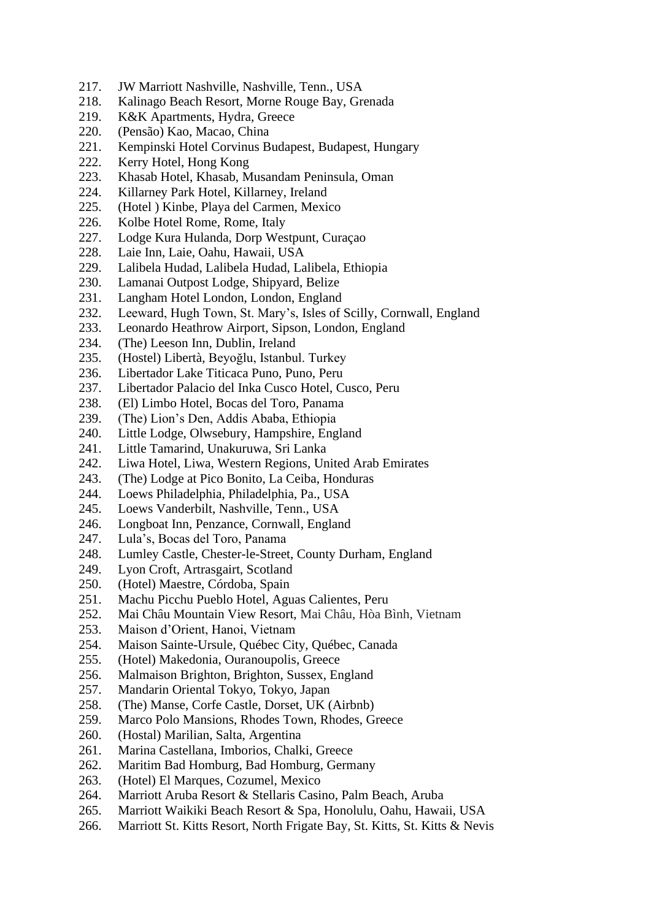217. JW Marriott Nashville, Nashville, Tenn., USA
218. Kalinago Beach Resort, Morne Rouge Bay, Grenada
219. K&K Apartments, Hydra, Greece
220. (Pensão) Kao, Macao, China
221. Kempinski Hotel Corvinus Budapest, Budapest, Hungary
222. Kerry Hotel, Hong Kong
223. Khasab Hotel, Khasab, Musandam Peninsula, Oman
224. Killarney Park Hotel, Killarney, Ireland
225. (Hotel ) Kinbe, Playa del Carmen, Mexico
226. Kolbe Hotel Rome, Rome, Italy
227. Lodge Kura Hulanda, Dorp Westpunt, Curaçao
228. Laie Inn, Laie, Oahu, Hawaii, USA
229. Lalibela Hudad, Lalibela Hudad, Lalibela, Ethiopia
230. Lamanai Outpost Lodge, Shipyard, Belize
231. Langham Hotel London, London, England
232. Leeward, Hugh Town, St. Mary's, Isles of Scilly, Cornwall, England
233. Leonardo Heathrow Airport, Sipson, London, England
234. (The) Leeson Inn, Dublin, Ireland
235. (Hostel) Libertà, Beyoğlu, Istanbul. Turkey
236. Libertador Lake Titicaca Puno, Puno, Peru
237. Libertador Palacio del Inka Cusco Hotel, Cusco, Peru
238. (El) Limbo Hotel, Bocas del Toro, Panama
239. (The) Lion's Den, Addis Ababa, Ethiopia
240. Little Lodge, Olwsebury, Hampshire, England
241. Little Tamarind, Unakuruwa, Sri Lanka
242. Liwa Hotel, Liwa, Western Regions, United Arab Emirates
243. (The) Lodge at Pico Bonito, La Ceiba, Honduras
244. Loews Philadelphia, Philadelphia, Pa., USA
245. Loews Vanderbilt, Nashville, Tenn., USA
246. Longboat Inn, Penzance, Cornwall, England
247. Lula's, Bocas del Toro, Panama
248. Lumley Castle, Chester-le-Street, County Durham, England
249. Lyon Croft, Artrasgairt, Scotland
250. (Hotel) Maestre, Córdoba, Spain
251. Machu Picchu Pueblo Hotel, Aguas Calientes, Peru
252. Mai Châu Mountain View Resort, Mai Châu, Hòa Bình, Vietnam
253. Maison d'Orient, Hanoi, Vietnam
254. Maison Sainte-Ursule, Québec City, Québec, Canada
255. (Hotel) Makedonia, Ouranoupolis, Greece
256. Malmaison Brighton, Brighton, Sussex, England
257. Mandarin Oriental Tokyo, Tokyo, Japan
258. (The) Manse, Corfe Castle, Dorset, UK (Airbnb)
259. Marco Polo Mansions, Rhodes Town, Rhodes, Greece
260. (Hostal) Marilian, Salta, Argentina
261. Marina Castellana, Imborios, Chalki, Greece
262. Maritim Bad Homburg, Bad Homburg, Germany
263. (Hotel) El Marques, Cozumel, Mexico
264. Marriott Aruba Resort & Stellaris Casino, Palm Beach, Aruba
265. Marriott Waikiki Beach Resort & Spa, Honolulu, Oahu, Hawaii, USA
266. Marriott St. Kitts Resort, North Frigate Bay, St. Kitts, St. Kitts & Nevis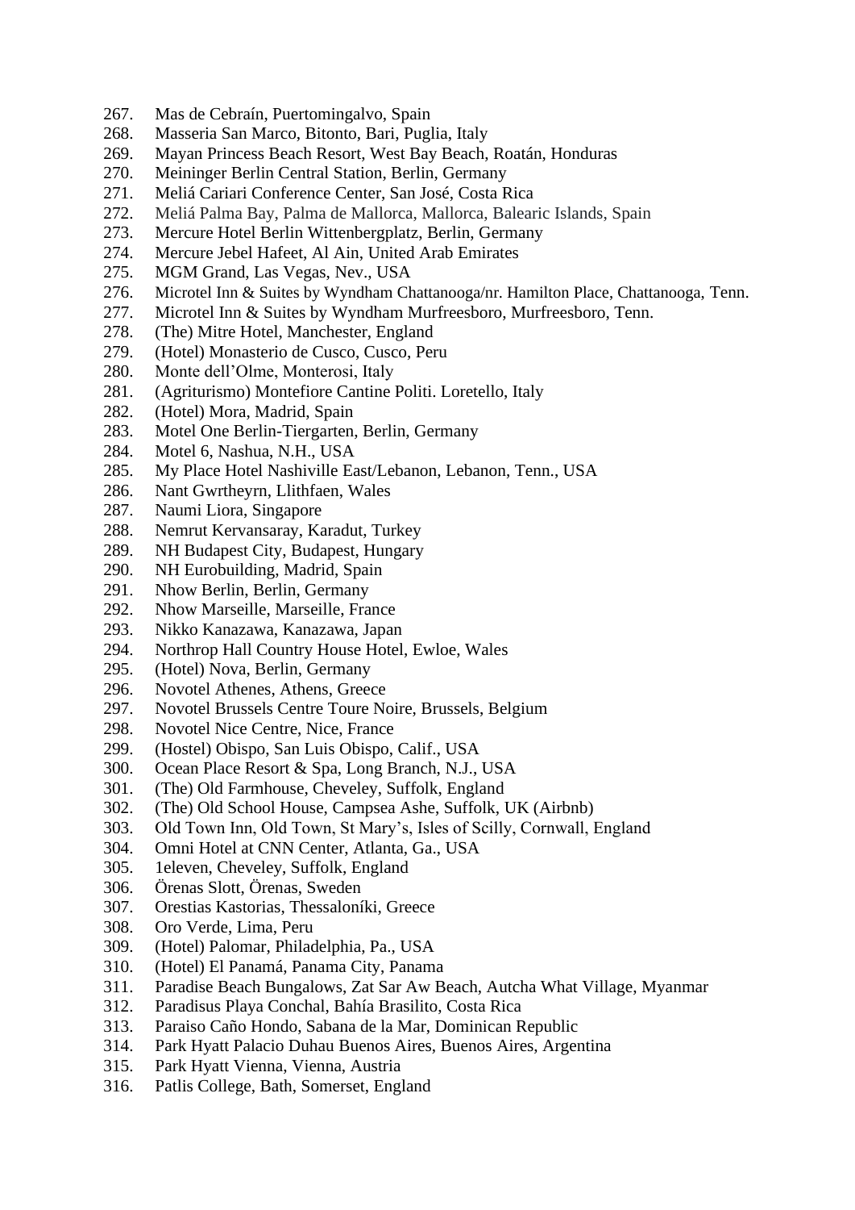267. Mas de Cebraín, Puertomingalvo, Spain
268. Masseria San Marco, Bitonto, Bari, Puglia, Italy
269. Mayan Princess Beach Resort, West Bay Beach, Roatán, Honduras
270. Meininger Berlin Central Station, Berlin, Germany
271. Meliá Cariari Conference Center, San José, Costa Rica
272. Meliá Palma Bay, Palma de Mallorca, Mallorca, Balearic Islands, Spain
273. Mercure Hotel Berlin Wittenbergplatz, Berlin, Germany
274. Mercure Jebel Hafeet, Al Ain, United Arab Emirates
275. MGM Grand, Las Vegas, Nev., USA
276. Microtel Inn & Suites by Wyndham Chattanooga/nr. Hamilton Place, Chattanooga, Tenn.
277. Microtel Inn & Suites by Wyndham Murfreesboro, Murfreesboro, Tenn.
278. (The) Mitre Hotel, Manchester, England
279. (Hotel) Monasterio de Cusco, Cusco, Peru
280. Monte dell'Olme, Monterosi, Italy
281. (Agriturismo) Montefiore Cantine Politi. Loretello, Italy
282. (Hotel) Mora, Madrid, Spain
283. Motel One Berlin-Tiergarten, Berlin, Germany
284. Motel 6, Nashua, N.H., USA
285. My Place Hotel Nashiville East/Lebanon, Lebanon, Tenn., USA
286. Nant Gwrtheyrn, Llithfaen, Wales
287. Naumi Liora, Singapore
288. Nemrut Kervansaray, Karadut, Turkey
289. NH Budapest City, Budapest, Hungary
290. NH Eurobuilding, Madrid, Spain
291. Nhow Berlin, Berlin, Germany
292. Nhow Marseille, Marseille, France
293. Nikko Kanazawa, Kanazawa, Japan
294. Northrop Hall Country House Hotel, Ewloe, Wales
295. (Hotel) Nova, Berlin, Germany
296. Novotel Athenes, Athens, Greece
297. Novotel Brussels Centre Toure Noire, Brussels, Belgium
298. Novotel Nice Centre, Nice, France
299. (Hostel) Obispo, San Luis Obispo, Calif., USA
300. Ocean Place Resort & Spa, Long Branch, N.J., USA
301. (The) Old Farmhouse, Cheveley, Suffolk, England
302. (The) Old School House, Campsea Ashe, Suffolk, UK (Airbnb)
303. Old Town Inn, Old Town, St Mary's, Isles of Scilly, Cornwall, England
304. Omni Hotel at CNN Center, Atlanta, Ga., USA
305. 1eleven, Cheveley, Suffolk, England
306. Örenas Slott, Örenas, Sweden
307. Orestias Kastorias, Thessaloníki, Greece
308. Oro Verde, Lima, Peru
309. (Hotel) Palomar, Philadelphia, Pa., USA
310. (Hotel) El Panamá, Panama City, Panama
311. Paradise Beach Bungalows, Zat Sar Aw Beach, Autcha What Village, Myanmar
312. Paradisus Playa Conchal, Bahía Brasilito, Costa Rica
313. Paraiso Caño Hondo, Sabana de la Mar, Dominican Republic
314. Park Hyatt Palacio Duhau Buenos Aires, Buenos Aires, Argentina
315. Park Hyatt Vienna, Vienna, Austria
316. Patlis College, Bath, Somerset, England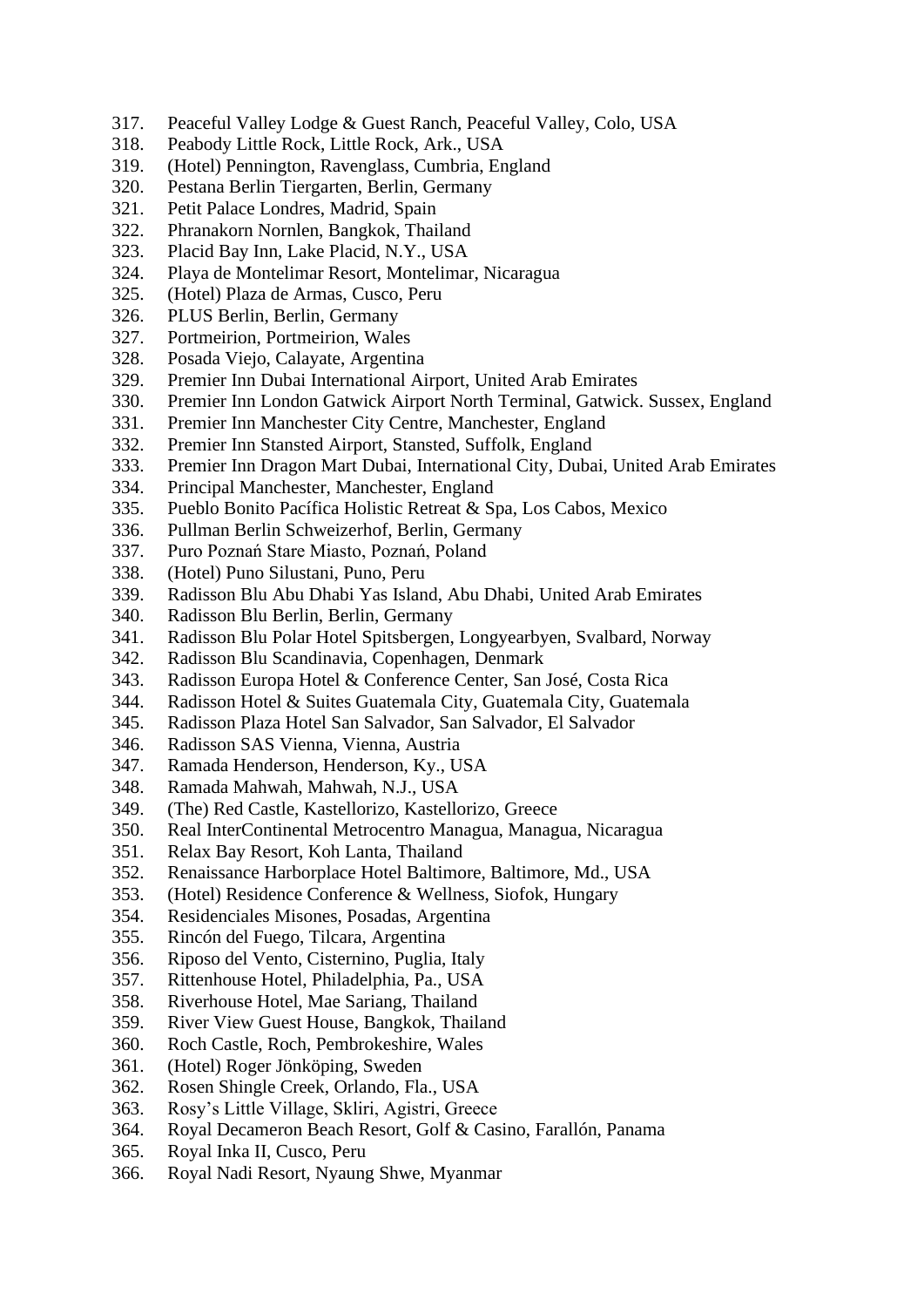317. Peaceful Valley Lodge & Guest Ranch, Peaceful Valley, Colo, USA
318. Peabody Little Rock, Little Rock, Ark., USA
319. (Hotel) Pennington, Ravenglass, Cumbria, England
320. Pestana Berlin Tiergarten, Berlin, Germany
321. Petit Palace Londres, Madrid, Spain
322. Phranakorn Nornlen, Bangkok, Thailand
323. Placid Bay Inn, Lake Placid, N.Y., USA
324. Playa de Montelimar Resort, Montelimar, Nicaragua
325. (Hotel) Plaza de Armas, Cusco, Peru
326. PLUS Berlin, Berlin, Germany
327. Portmeirion, Portmeirion, Wales
328. Posada Viejo, Calayate, Argentina
329. Premier Inn Dubai International Airport, United Arab Emirates
330. Premier Inn London Gatwick Airport North Terminal, Gatwick. Sussex, England
331. Premier Inn Manchester City Centre, Manchester, England
332. Premier Inn Stansted Airport, Stansted, Suffolk, England
333. Premier Inn Dragon Mart Dubai, International City, Dubai, United Arab Emirates
334. Principal Manchester, Manchester, England
335. Pueblo Bonito Pacífica Holistic Retreat & Spa, Los Cabos, Mexico
336. Pullman Berlin Schweizerhof, Berlin, Germany
337. Puro Poznań Stare Miasto, Poznań, Poland
338. (Hotel) Puno Silustani, Puno, Peru
339. Radisson Blu Abu Dhabi Yas Island, Abu Dhabi, United Arab Emirates
340. Radisson Blu Berlin, Berlin, Germany
341. Radisson Blu Polar Hotel Spitsbergen, Longyearbyen, Svalbard, Norway
342. Radisson Blu Scandinavia, Copenhagen, Denmark
343. Radisson Europa Hotel & Conference Center, San José, Costa Rica
344. Radisson Hotel & Suites Guatemala City, Guatemala City, Guatemala
345. Radisson Plaza Hotel San Salvador, San Salvador, El Salvador
346. Radisson SAS Vienna, Vienna, Austria
347. Ramada Henderson, Henderson, Ky., USA
348. Ramada Mahwah, Mahwah, N.J., USA
349. (The) Red Castle, Kastellorizo, Kastellorizo, Greece
350. Real InterContinental Metrocentro Managua, Managua, Nicaragua
351. Relax Bay Resort, Koh Lanta, Thailand
352. Renaissance Harborplace Hotel Baltimore, Baltimore, Md., USA
353. (Hotel) Residence Conference & Wellness, Siofok, Hungary
354. Residenciales Misones, Posadas, Argentina
355. Rincón del Fuego, Tilcara, Argentina
356. Riposo del Vento, Cisternino, Puglia, Italy
357. Rittenhouse Hotel, Philadelphia, Pa., USA
358. Riverhouse Hotel, Mae Sariang, Thailand
359. River View Guest House, Bangkok, Thailand
360. Roch Castle, Roch, Pembrokeshire, Wales
361. (Hotel) Roger Jönköping, Sweden
362. Rosen Shingle Creek, Orlando, Fla., USA
363. Rosy's Little Village, Skliri, Agistri, Greece
364. Royal Decameron Beach Resort, Golf & Casino, Farallón, Panama
365. Royal Inka II, Cusco, Peru
366. Royal Nadi Resort, Nyaung Shwe, Myanmar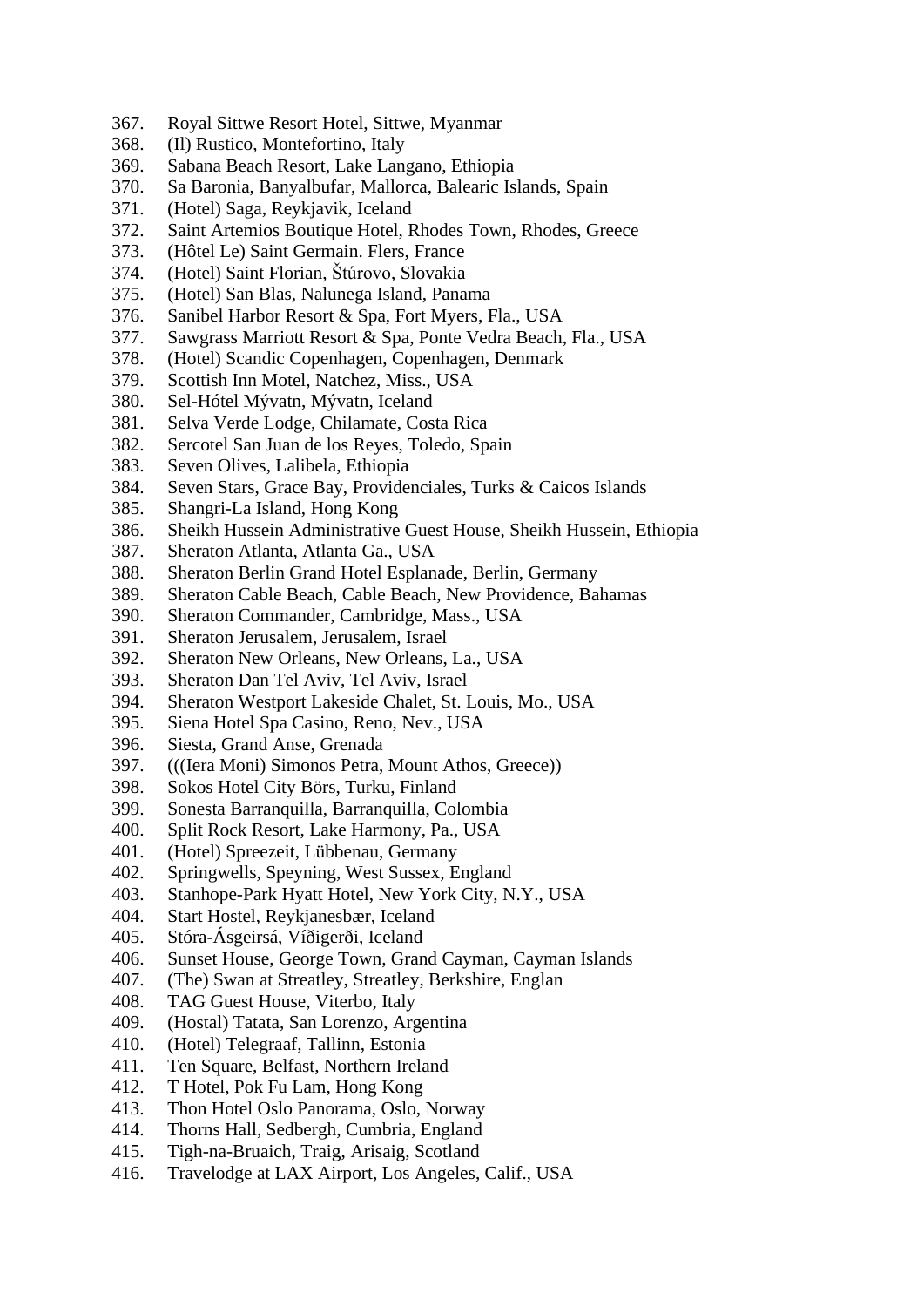367. Royal Sittwe Resort Hotel, Sittwe, Myanmar
368. (Il) Rustico, Montefortino, Italy
369. Sabana Beach Resort, Lake Langano, Ethiopia
370. Sa Baronia, Banyalbufar, Mallorca, Balearic Islands, Spain
371. (Hotel) Saga, Reykjavik, Iceland
372. Saint Artemios Boutique Hotel, Rhodes Town, Rhodes, Greece
373. (Hôtel Le) Saint Germain. Flers, France
374. (Hotel) Saint Florian, Štúrovo, Slovakia
375. (Hotel) San Blas, Nalunega Island, Panama
376. Sanibel Harbor Resort & Spa, Fort Myers, Fla., USA
377. Sawgrass Marriott Resort & Spa, Ponte Vedra Beach, Fla., USA
378. (Hotel) Scandic Copenhagen, Copenhagen, Denmark
379. Scottish Inn Motel, Natchez, Miss., USA
380. Sel-Hótel Mývatn, Mývatn, Iceland
381. Selva Verde Lodge, Chilamate, Costa Rica
382. Sercotel San Juan de los Reyes, Toledo, Spain
383. Seven Olives, Lalibela, Ethiopia
384. Seven Stars, Grace Bay, Providenciales, Turks & Caicos Islands
385. Shangri-La Island, Hong Kong
386. Sheikh Hussein Administrative Guest House, Sheikh Hussein, Ethiopia
387. Sheraton Atlanta, Atlanta Ga., USA
388. Sheraton Berlin Grand Hotel Esplanade, Berlin, Germany
389. Sheraton Cable Beach, Cable Beach, New Providence, Bahamas
390. Sheraton Commander, Cambridge, Mass., USA
391. Sheraton Jerusalem, Jerusalem, Israel
392. Sheraton New Orleans, New Orleans, La., USA
393. Sheraton Dan Tel Aviv, Tel Aviv, Israel
394. Sheraton Westport Lakeside Chalet, St. Louis, Mo., USA
395. Siena Hotel Spa Casino, Reno, Nev., USA
396. Siesta, Grand Anse, Grenada
397. (((Iera Moni) Simonos Petra, Mount Athos, Greece))
398. Sokos Hotel City Börs, Turku, Finland
399. Sonesta Barranquilla, Barranquilla, Colombia
400. Split Rock Resort, Lake Harmony, Pa., USA
401. (Hotel) Spreezeit, Lübbenau, Germany
402. Springwells, Speyning, West Sussex, England
403. Stanhope-Park Hyatt Hotel, New York City, N.Y., USA
404. Start Hostel, Reykjanesbær, Iceland
405. Stóra-Ásgeirsá, Víðigerði, Iceland
406. Sunset House, George Town, Grand Cayman, Cayman Islands
407. (The) Swan at Streatley, Streatley, Berkshire, Englan
408. TAG Guest House, Viterbo, Italy
409. (Hostal) Tatata, San Lorenzo, Argentina
410. (Hotel) Telegraaf, Tallinn, Estonia
411. Ten Square, Belfast, Northern Ireland
412. T Hotel, Pok Fu Lam, Hong Kong
413. Thon Hotel Oslo Panorama, Oslo, Norway
414. Thorns Hall, Sedbergh, Cumbria, England
415. Tigh-na-Bruaich, Traig, Arisaig, Scotland
416. Travelodge at LAX Airport, Los Angeles, Calif., USA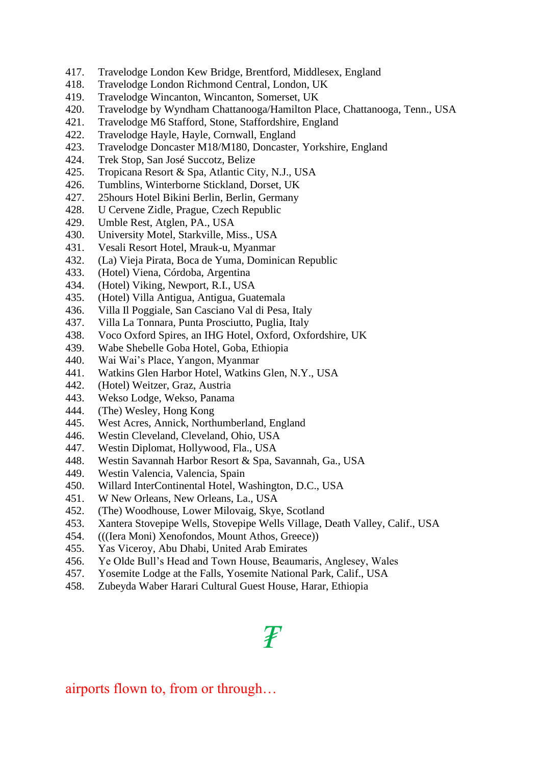417. Travelodge London Kew Bridge, Brentford, Middlesex, England
418. Travelodge London Richmond Central, London, UK
419. Travelodge Wincanton, Wincanton, Somerset, UK
420. Travelodge by Wyndham Chattanooga/Hamilton Place, Chattanooga, Tenn., USA
421. Travelodge M6 Stafford, Stone, Staffordshire, England
422. Travelodge Hayle, Hayle, Cornwall, England
423. Travelodge Doncaster M18/M180, Doncaster, Yorkshire, England
424. Trek Stop, San José Succotz, Belize
425. Tropicana Resort & Spa, Atlantic City, N.J., USA
426. Tumblins, Winterborne Stickland, Dorset, UK
427. 25hours Hotel Bikini Berlin, Berlin, Germany
428. U Cervene Zidle, Prague, Czech Republic
429. Umble Rest, Atglen, PA., USA
430. University Motel, Starkville, Miss., USA
431. Vesali Resort Hotel, Mrauk-u, Myanmar
432. (La) Vieja Pirata, Boca de Yuma, Dominican Republic
433. (Hotel) Viena, Córdoba, Argentina
434. (Hotel) Viking, Newport, R.I., USA
435. (Hotel) Villa Antigua, Antigua, Guatemala
436. Villa Il Poggiale, San Casciano Val di Pesa, Italy
437. Villa La Tonnara, Punta Prosciutto, Puglia, Italy
438. Voco Oxford Spires, an IHG Hotel, Oxford, Oxfordshire, UK
439. Wabe Shebelle Goba Hotel, Goba, Ethiopia
440. Wai Wai's Place, Yangon, Myanmar
441. Watkins Glen Harbor Hotel, Watkins Glen, N.Y., USA
442. (Hotel) Weitzer, Graz, Austria
443. Wekso Lodge, Wekso, Panama
444. (The) Wesley, Hong Kong
445. West Acres, Annick, Northumberland, England
446. Westin Cleveland, Cleveland, Ohio, USA
447. Westin Diplomat, Hollywood, Fla., USA
448. Westin Savannah Harbor Resort & Spa, Savannah, Ga., USA
449. Westin Valencia, Valencia, Spain
450. Willard InterContinental Hotel, Washington, D.C., USA
451. W New Orleans, New Orleans, La., USA
452. (The) Woodhouse, Lower Milovaig, Skye, Scotland
453. Xantera Stovepipe Wells, Stovepipe Wells Village, Death Valley, Calif., USA
454. (((Iera Moni) Xenofondos, Mount Athos, Greece))
455. Yas Viceroy, Abu Dhabi, United Arab Emirates
456. Ye Olde Bull's Head and Town House, Beaumaris, Anglesey, Wales
457. Yosemite Lodge at the Falls, Yosemite National Park, Calif., USA
458. Zubeyda Waber Harari Cultural Guest House, Harar, Ethiopia

₮

airports flown to, from or through…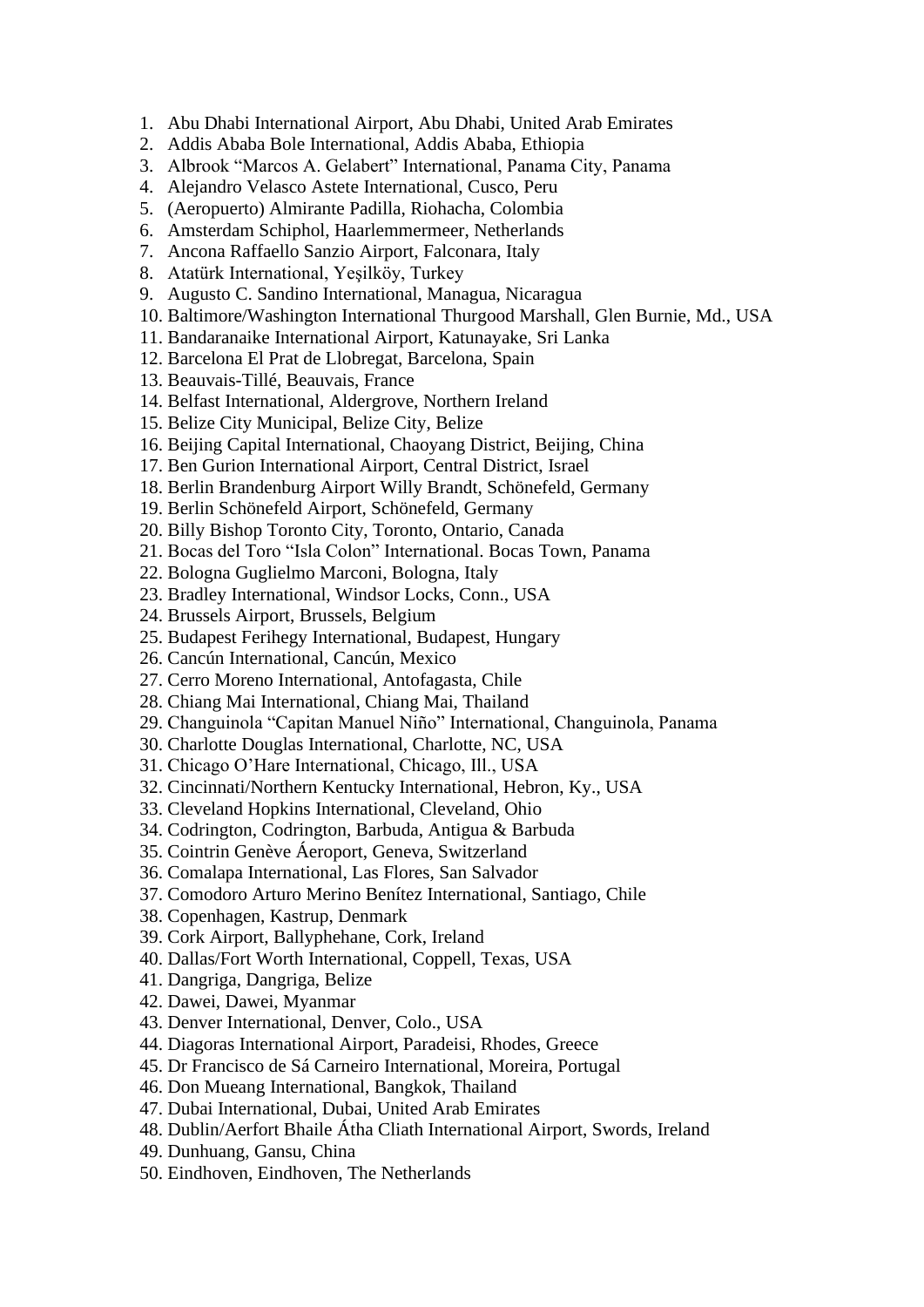1. Abu Dhabi International Airport, Abu Dhabi, United Arab Emirates
2. Addis Ababa Bole International, Addis Ababa, Ethiopia
3. Albrook "Marcos A. Gelabert" International, Panama City, Panama
4. Alejandro Velasco Astete International, Cusco, Peru
5. (Aeropuerto) Almirante Padilla, Riohacha, Colombia
6. Amsterdam Schiphol, Haarlemmermeer, Netherlands
7. Ancona Raffaello Sanzio Airport, Falconara, Italy
8. Atatürk International, Yeşilköy, Turkey
9. Augusto C. Sandino International, Managua, Nicaragua
10. Baltimore/Washington International Thurgood Marshall, Glen Burnie, Md., USA
11. Bandaranaike International Airport, Katunayake, Sri Lanka
12. Barcelona El Prat de Llobregat, Barcelona, Spain
13. Beauvais-Tillé, Beauvais, France
14. Belfast International, Aldergrove, Northern Ireland
15. Belize City Municipal, Belize City, Belize
16. Beijing Capital International, Chaoyang District, Beijing, China
17. Ben Gurion International Airport, Central District, Israel
18. Berlin Brandenburg Airport Willy Brandt, Schönefeld, Germany
19. Berlin Schönefeld Airport, Schönefeld, Germany
20. Billy Bishop Toronto City, Toronto, Ontario, Canada
21. Bocas del Toro "Isla Colon" International. Bocas Town, Panama
22. Bologna Guglielmo Marconi, Bologna, Italy
23. Bradley International, Windsor Locks, Conn., USA
24. Brussels Airport, Brussels, Belgium
25. Budapest Ferihegy International, Budapest, Hungary
26. Cancún International, Cancún, Mexico
27. Cerro Moreno International, Antofagasta, Chile
28. Chiang Mai International, Chiang Mai, Thailand
29. Changuinola "Capitan Manuel Niño" International, Changuinola, Panama
30. Charlotte Douglas International, Charlotte, NC, USA
31. Chicago O'Hare International, Chicago, Ill., USA
32. Cincinnati/Northern Kentucky International, Hebron, Ky., USA
33. Cleveland Hopkins International, Cleveland, Ohio
34. Codrington, Codrington, Barbuda, Antigua & Barbuda
35. Cointrin Genève Éaroport, Geneva, Switzerland
36. Comalapa International, Las Flores, San Salvador
37. Comodoro Arturo Merino Benítez International, Santiago, Chile
38. Copenhagen, Kastrup, Denmark
39. Cork Airport, Ballyphehane, Cork, Ireland
40. Dallas/Fort Worth International, Coppell, Texas, USA
41. Dangriga, Dangriga, Belize
42. Dawei, Dawei, Myanmar
43. Denver International, Denver, Colo., USA
44. Diagoras International Airport, Paradeisi, Rhodes, Greece
45. Dr Francisco de Sá Carneiro International, Moreira, Portugal
46. Don Mueang International, Bangkok, Thailand
47. Dubai International, Dubai, United Arab Emirates
48. Dublin/Aerfort Bhaile Átha Cliath International Airport, Swords, Ireland
49. Dunhuang, Gansu, China
50. Eindhoven, Eindhoven, The Netherlands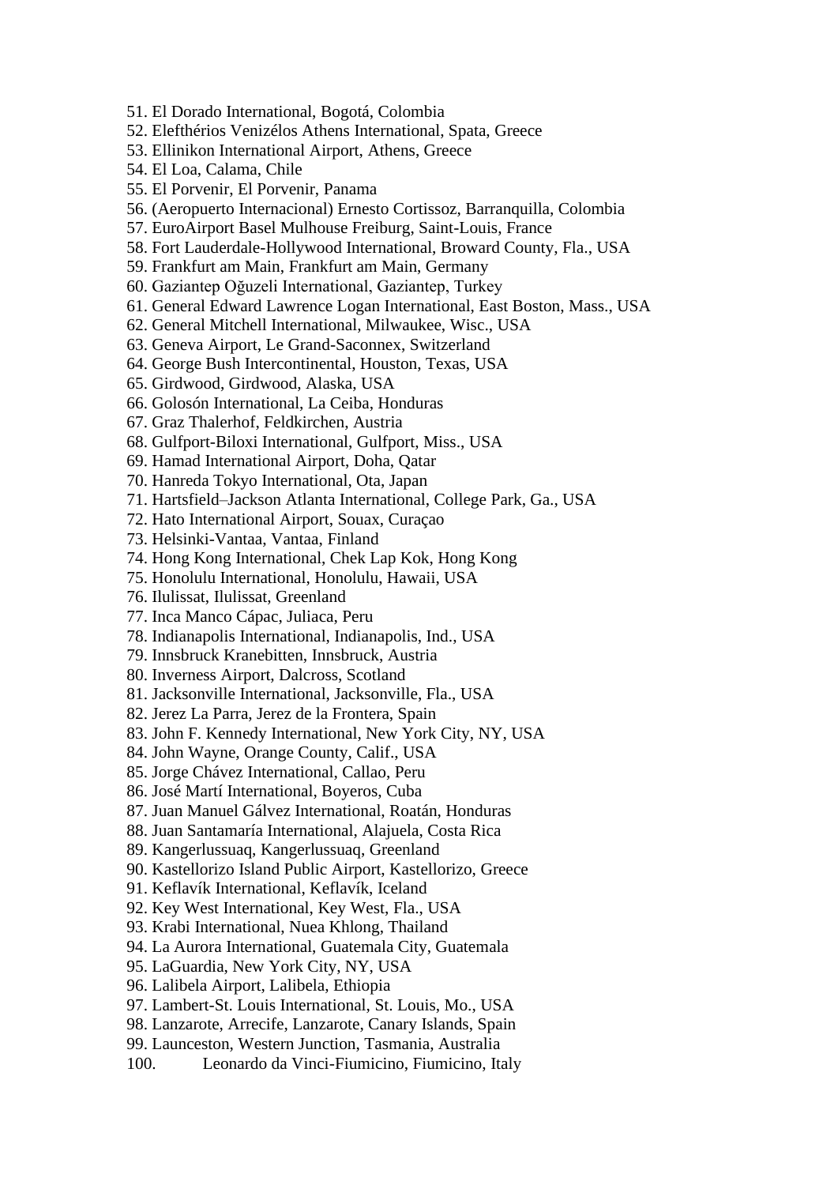51. El Dorado International, Bogotá, Colombia
52. Elefthérios Venizélos Athens International, Spata, Greece
53. Ellinikon International Airport, Athens, Greece
54. El Loa, Calama, Chile
55. El Porvenir, El Porvenir, Panama
56. (Aeropuerto Internacional) Ernesto Cortissoz, Barranquilla, Colombia
57. EuroAirport Basel Mulhouse Freiburg, Saint-Louis, France
58. Fort Lauderdale-Hollywood International, Broward County, Fla., USA
59. Frankfurt am Main, Frankfurt am Main, Germany
60. Gaziantep Oğuzeli International, Gaziantep, Turkey
61. General Edward Lawrence Logan International, East Boston, Mass., USA
62. General Mitchell International, Milwaukee, Wisc., USA
63. Geneva Airport, Le Grand-Saconnex, Switzerland
64. George Bush Intercontinental, Houston, Texas, USA
65. Girdwood, Girdwood, Alaska, USA
66. Golosón International, La Ceiba, Honduras
67. Graz Thalerhof, Feldkirchen, Austria
68. Gulfport-Biloxi International, Gulfport, Miss., USA
69. Hamad International Airport, Doha, Qatar
70. Hanreda Tokyo International, Ota, Japan
71. Hartsfield–Jackson Atlanta International, College Park, Ga., USA
72. Hato International Airport, Souax, Curaçao
73. Helsinki-Vantaa, Vantaa, Finland
74. Hong Kong International, Chek Lap Kok, Hong Kong
75. Honolulu International, Honolulu, Hawaii, USA
76. Ilulissat, Ilulissat, Greenland
77. Inca Manco Cápac, Juliaca, Peru
78. Indianapolis International, Indianapolis, Ind., USA
79. Innsbruck Kranebitten, Innsbruck, Austria
80. Inverness Airport, Dalcross, Scotland
81. Jacksonville International, Jacksonville, Fla., USA
82. Jerez La Parra, Jerez de la Frontera, Spain
83. John F. Kennedy International, New York City, NY, USA
84. John Wayne, Orange County, Calif., USA
85. Jorge Chávez International, Callao, Peru
86. José Martí International, Boyeros, Cuba
87. Juan Manuel Gálvez International, Roatán, Honduras
88. Juan Santamaría International, Alajuela, Costa Rica
89. Kangerlussuaq, Kangerlussuaq, Greenland
90. Kastellorizo Island Public Airport, Kastellorizo, Greece
91. Keflavík International, Keflavík, Iceland
92. Key West International, Key West, Fla., USA
93. Krabi International, Nuea Khlong, Thailand
94. La Aurora International, Guatemala City, Guatemala
95. LaGuardia, New York City, NY, USA
96. Lalibela Airport, Lalibela, Ethiopia
97. Lambert-St. Louis International, St. Louis, Mo., USA
98. Lanzarote, Arrecife, Lanzarote, Canary Islands, Spain
99. Launceston, Western Junction, Tasmania, Australia
100. Leonardo da Vinci-Fiumicino, Fiumicino, Italy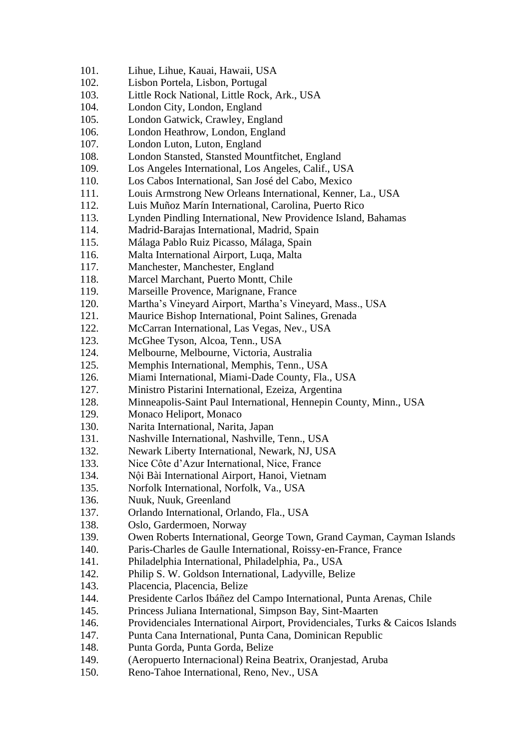101. Lihue, Lihue, Kauai, Hawaii, USA
102. Lisbon Portela, Lisbon, Portugal
103. Little Rock National, Little Rock, Ark., USA
104. London City, London, England
105. London Gatwick, Crawley, England
106. London Heathrow, London, England
107. London Luton, Luton, England
108. London Stansted, Stansted Mountfitchet, England
109. Los Angeles International, Los Angeles, Calif., USA
110. Los Cabos International, San José del Cabo, Mexico
111. Louis Armstrong New Orleans International, Kenner, La., USA
112. Luis Muñoz Marín International, Carolina, Puerto Rico
113. Lynden Pindling International, New Providence Island, Bahamas
114. Madrid-Barajas International, Madrid, Spain
115. Málaga Pablo Ruiz Picasso, Málaga, Spain
116. Malta International Airport, Luqa, Malta
117. Manchester, Manchester, England
118. Marcel Marchant, Puerto Montt, Chile
119. Marseille Provence, Marignane, France
120. Martha's Vineyard Airport, Martha's Vineyard, Mass., USA
121. Maurice Bishop International, Point Salines, Grenada
122. McCarran International, Las Vegas, Nev., USA
123. McGhee Tyson, Alcoa, Tenn., USA
124. Melbourne, Melbourne, Victoria, Australia
125. Memphis International, Memphis, Tenn., USA
126. Miami International, Miami-Dade County, Fla., USA
127. Ministro Pistarini International, Ezeiza, Argentina
128. Minneapolis-Saint Paul International, Hennepin County, Minn., USA
129. Monaco Heliport, Monaco
130. Narita International, Narita, Japan
131. Nashville International, Nashville, Tenn., USA
132. Newark Liberty International, Newark, NJ, USA
133. Nice Côte d'Azur International, Nice, France
134. Nội Bài International Airport, Hanoi, Vietnam
135. Norfolk International, Norfolk, Va., USA
136. Nuuk, Nuuk, Greenland
137. Orlando International, Orlando, Fla., USA
138. Oslo, Gardermoen, Norway
139. Owen Roberts International, George Town, Grand Cayman, Cayman Islands
140. Paris-Charles de Gaulle International, Roissy-en-France, France
141. Philadelphia International, Philadelphia, Pa., USA
142. Philip S. W. Goldson International, Ladyville, Belize
143. Placencia, Placencia, Belize
144. Presidente Carlos Ibáñez del Campo International, Punta Arenas, Chile
145. Princess Juliana International, Simpson Bay, Sint-Maarten
146. Providenciales International Airport, Providenciales, Turks & Caicos Islands
147. Punta Cana International, Punta Cana, Dominican Republic
148. Punta Gorda, Punta Gorda, Belize
149. (Aeropuerto Internacional) Reina Beatrix, Oranjestad, Aruba
150. Reno-Tahoe International, Reno, Nev., USA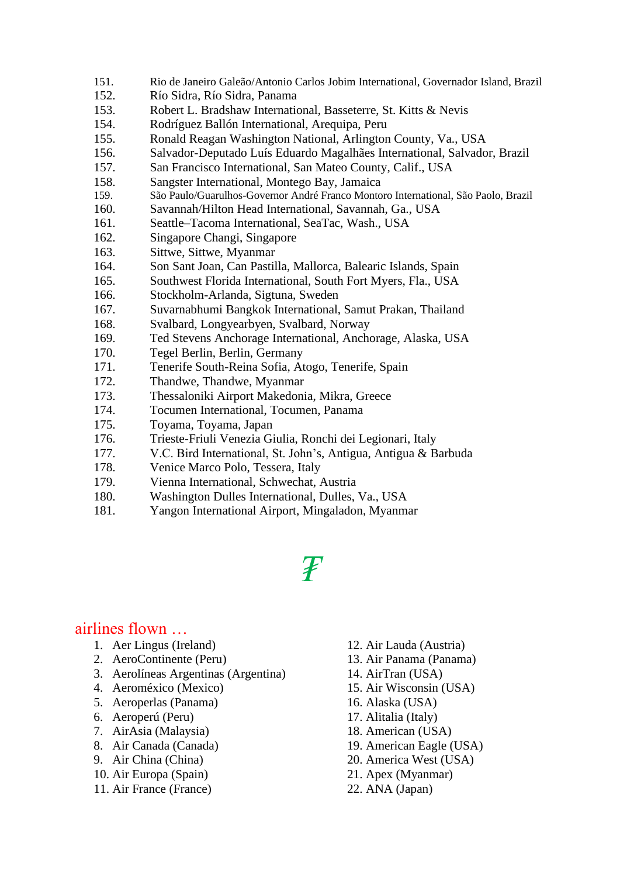151. Rio de Janeiro Galeão/Antonio Carlos Jobim International, Governador Island, Brazil
152. Río Sidra, Río Sidra, Panama
153. Robert L. Bradshaw International, Basseterre, St. Kitts & Nevis
154. Rodríguez Ballón International, Arequipa, Peru
155. Ronald Reagan Washington National, Arlington County, Va., USA
156. Salvador-Deputado Luís Eduardo Magalhães International, Salvador, Brazil
157. San Francisco International, San Mateo County, Calif., USA
158. Sangster International, Montego Bay, Jamaica
159. São Paulo/Guarulhos-Governor André Franco Montoro International, São Paolo, Brazil
160. Savannah/Hilton Head International, Savannah, Ga., USA
161. Seattle–Tacoma International, SeaTac, Wash., USA
162. Singapore Changi, Singapore
163. Sittwe, Sittwe, Myanmar
164. Son Sant Joan, Can Pastilla, Mallorca, Balearic Islands, Spain
165. Southwest Florida International, South Fort Myers, Fla., USA
166. Stockholm-Arlanda, Sigtuna, Sweden
167. Suvarnabhumi Bangkok International, Samut Prakan, Thailand
168. Svalbard, Longyearbyen, Svalbard, Norway
169. Ted Stevens Anchorage International, Anchorage, Alaska, USA
170. Tegel Berlin, Berlin, Germany
171. Tenerife South-Reina Sofia, Atogo, Tenerife, Spain
172. Thandwe, Thandwe, Myanmar
173. Thessaloniki Airport Makedonia, Mikra, Greece
174. Tocumen International, Tocumen, Panama
175. Toyama, Toyama, Japan
176. Trieste-Friuli Venezia Giulia, Ronchi dei Legionari, Italy
177. V.C. Bird International, St. John's, Antigua, Antigua & Barbuda
178. Venice Marco Polo, Tessera, Italy
179. Vienna International, Schwechat, Austria
180. Washington Dulles International, Dulles, Va., USA
181. Yangon International Airport, Mingaladon, Myanmar

₮

## airlines flown …

1. Aer Lingus (Ireland)
2. AeroContinente (Peru)
3. Aerolíneas Argentinas (Argentina)
4. Aeroméxico (Mexico)
5. Aeroperlas (Panama)
6. Aeroperú (Peru)
7. AirAsia (Malaysia)
8. Air Canada (Canada)
9. Air China (China)
10. Air Europa (Spain)
11. Air France (France)
12. Air Lauda (Austria)
13. Air Panama (Panama)
14. AirTran (USA)
15. Air Wisconsin (USA)
16. Alaska (USA)
17. Alitalia (Italy)
18. American (USA)
19. American Eagle (USA)
20. America West (USA)
21. Apex (Myanmar)
22. ANA (Japan)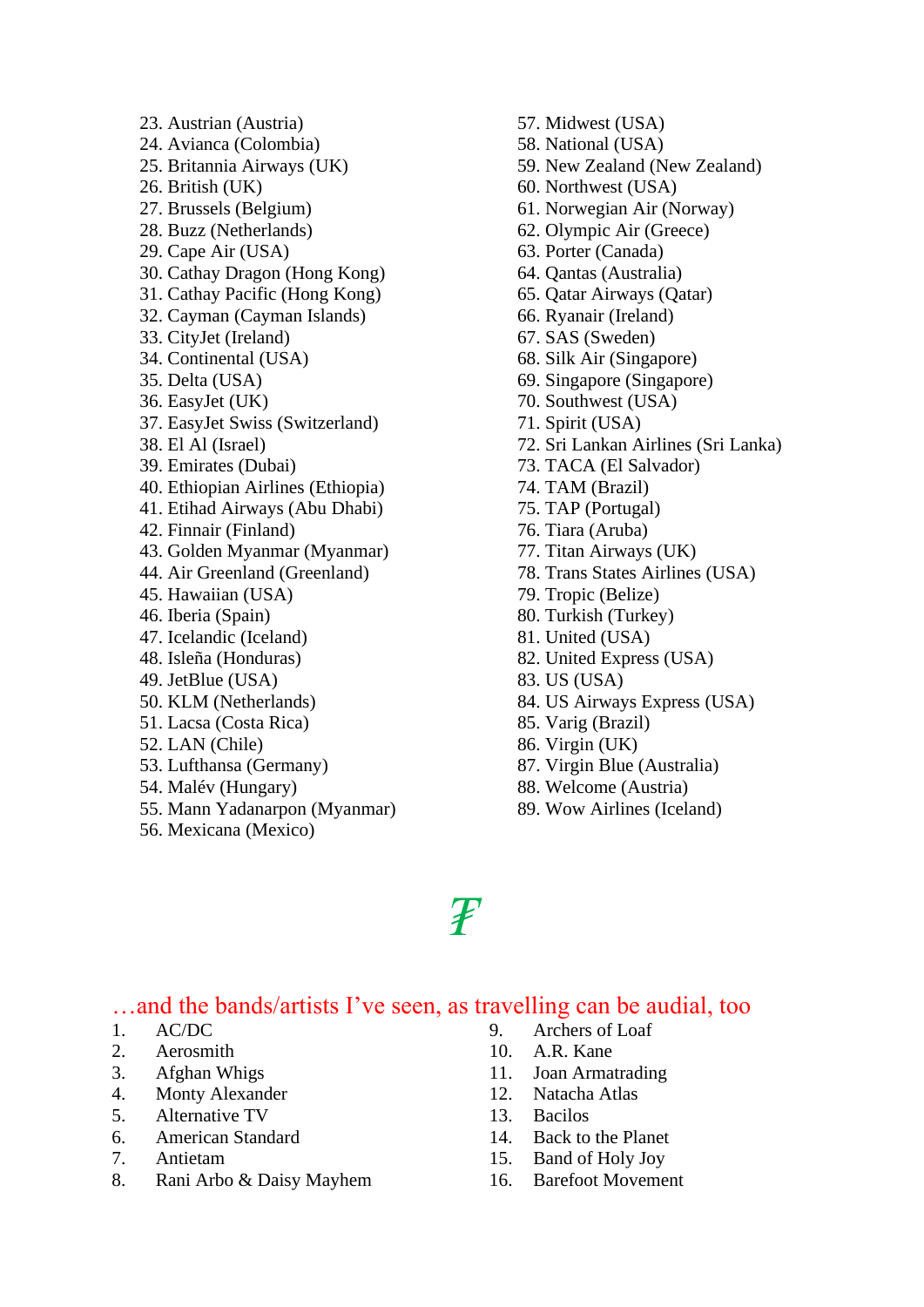23. Austrian (Austria)
24. Avianca (Colombia)
25. Britannia Airways (UK)
26. British (UK)
27. Brussels (Belgium)
28. Buzz (Netherlands)
29. Cape Air (USA)
30. Cathay Dragon (Hong Kong)
31. Cathay Pacific (Hong Kong)
32. Cayman (Cayman Islands)
33. CityJet (Ireland)
34. Continental (USA)
35. Delta (USA)
36. EasyJet (UK)
37. EasyJet Swiss (Switzerland)
38. El Al (Israel)
39. Emirates (Dubai)
40. Ethiopian Airlines (Ethiopia)
41. Etihad Airways (Abu Dhabi)
42. Finnair (Finland)
43. Golden Myanmar (Myanmar)
44. Air Greenland (Greenland)
45. Hawaiian (USA)
46. Iberia (Spain)
47. Icelandic (Iceland)
48. Isleña (Honduras)
49. JetBlue (USA)
50. KLM (Netherlands)
51. Lacsa (Costa Rica)
52. LAN (Chile)
53. Lufthansa (Germany)
54. Malév (Hungary)
55. Mann Yadanarpon (Myanmar)
56. Mexicana (Mexico)
57. Midwest (USA)
58. National (USA)
59. New Zealand (New Zealand)
60. Northwest (USA)
61. Norwegian Air (Norway)
62. Olympic Air (Greece)
63. Porter (Canada)
64. Qantas (Australia)
65. Qatar Airways (Qatar)
66. Ryanair (Ireland)
67. SAS (Sweden)
68. Silk Air (Singapore)
69. Singapore (Singapore)
70. Southwest (USA)
71. Spirit (USA)
72. Sri Lankan Airlines (Sri Lanka)
73. TACA (El Salvador)
74. TAM (Brazil)
75. TAP (Portugal)
76. Tiara (Aruba)
77. Titan Airways (UK)
78. Trans States Airlines (USA)
79. Tropic (Belize)
80. Turkish (Turkey)
81. United (USA)
82. United Express (USA)
83. US (USA)
84. US Airways Express (USA)
85. Varig (Brazil)
86. Virgin (UK)
87. Virgin Blue (Australia)
88. Welcome (Austria)
89. Wow Airlines (Iceland)

₮

…and the bands/artists I've seen, as travelling can be audial, too

1. AC/DC
2. Aerosmith
3. Afghan Whigs
4. Monty Alexander
5. Alternative TV
6. American Standard
7. Antietam
8. Rani Arbo & Daisy Mayhem
9. Archers of Loaf
10. A.R. Kane
11. Joan Armatrading
12. Natacha Atlas
13. Bacilos
14. Back to the Planet
15. Band of Holy Joy
16. Barefoot Movement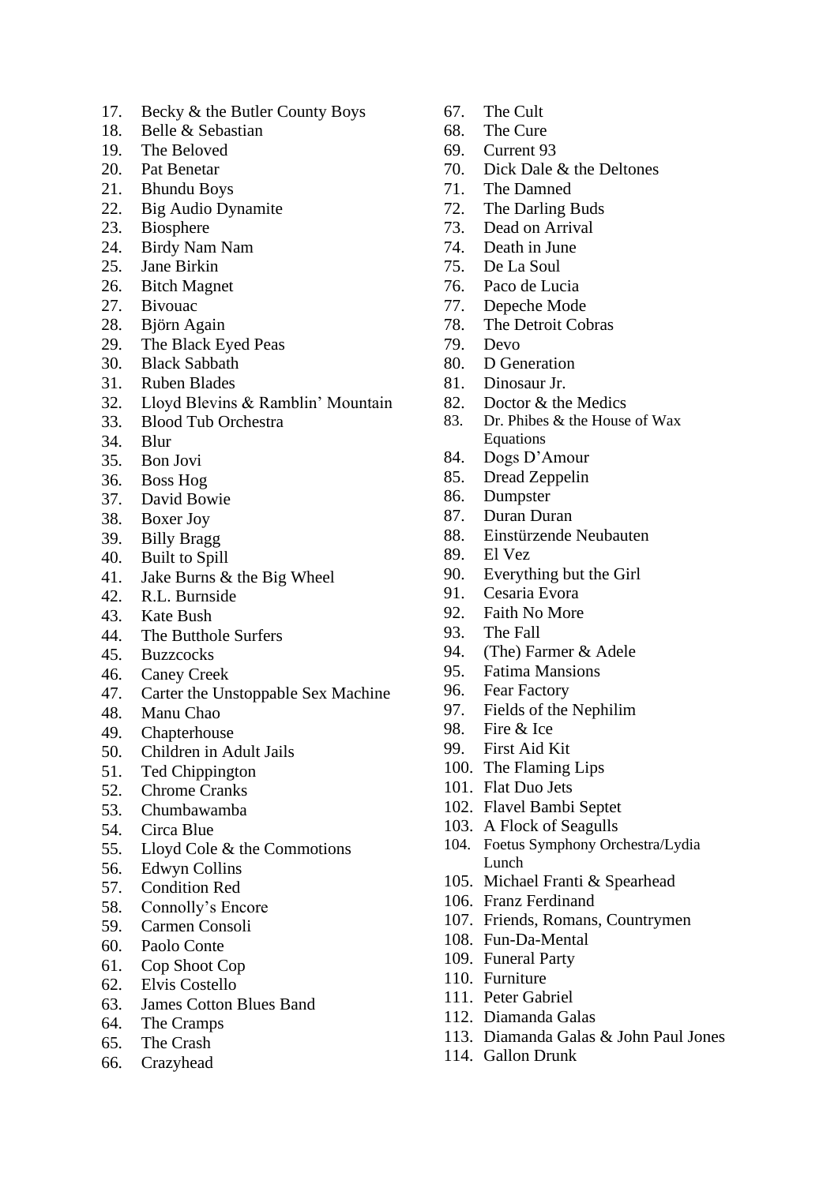17. Becky & the Butler County Boys
18. Belle & Sebastian
19. The Beloved
20. Pat Benetar
21. Bhundu Boys
22. Big Audio Dynamite
23. Biosphere
24. Birdy Nam Nam
25. Jane Birkin
26. Bitch Magnet
27. Bivouac
28. Björn Again
29. The Black Eyed Peas
30. Black Sabbath
31. Ruben Blades
32. Lloyd Blevins & Ramblin' Mountain
33. Blood Tub Orchestra
34. Blur
35. Bon Jovi
36. Boss Hog
37. David Bowie
38. Boxer Joy
39. Billy Bragg
40. Built to Spill
41. Jake Burns & the Big Wheel
42. R.L. Burnside
43. Kate Bush
44. The Butthole Surfers
45. Buzzcocks
46. Caney Creek
47. Carter the Unstoppable Sex Machine
48. Manu Chao
49. Chapterhouse
50. Children in Adult Jails
51. Ted Chippington
52. Chrome Cranks
53. Chumbawamba
54. Circa Blue
55. Lloyd Cole & the Commotions
56. Edwyn Collins
57. Condition Red
58. Connolly's Encore
59. Carmen Consoli
60. Paolo Conte
61. Cop Shoot Cop
62. Elvis Costello
63. James Cotton Blues Band
64. The Cramps
65. The Crash
66. Crazyhead
67. The Cult
68. The Cure
69. Current 93
70. Dick Dale & the Deltones
71. The Damned
72. The Darling Buds
73. Dead on Arrival
74. Death in June
75. De La Soul
76. Paco de Lucia
77. Depeche Mode
78. The Detroit Cobras
79. Devo
80. D Generation
81. Dinosaur Jr.
82. Doctor & the Medics
83. Dr. Phibes & the House of Wax Equations
84. Dogs D'Amour
85. Dread Zeppelin
86. Dumpster
87. Duran Duran
88. Einstürzende Neubauten
89. El Vez
90. Everything but the Girl
91. Cesaria Evora
92. Faith No More
93. The Fall
94. (The) Farmer & Adele
95. Fatima Mansions
96. Fear Factory
97. Fields of the Nephilim
98. Fire & Ice
99. First Aid Kit
100. The Flaming Lips
101. Flat Duo Jets
102. Flavel Bambi Septet
103. A Flock of Seagulls
104. Foetus Symphony Orchestra/Lydia Lunch
105. Michael Franti & Spearhead
106. Franz Ferdinand
107. Friends, Romans, Countrymen
108. Fun-Da-Mental
109. Funeral Party
110. Furniture
111. Peter Gabriel
112. Diamanda Galas
113. Diamanda Galas & John Paul Jones
114. Gallon Drunk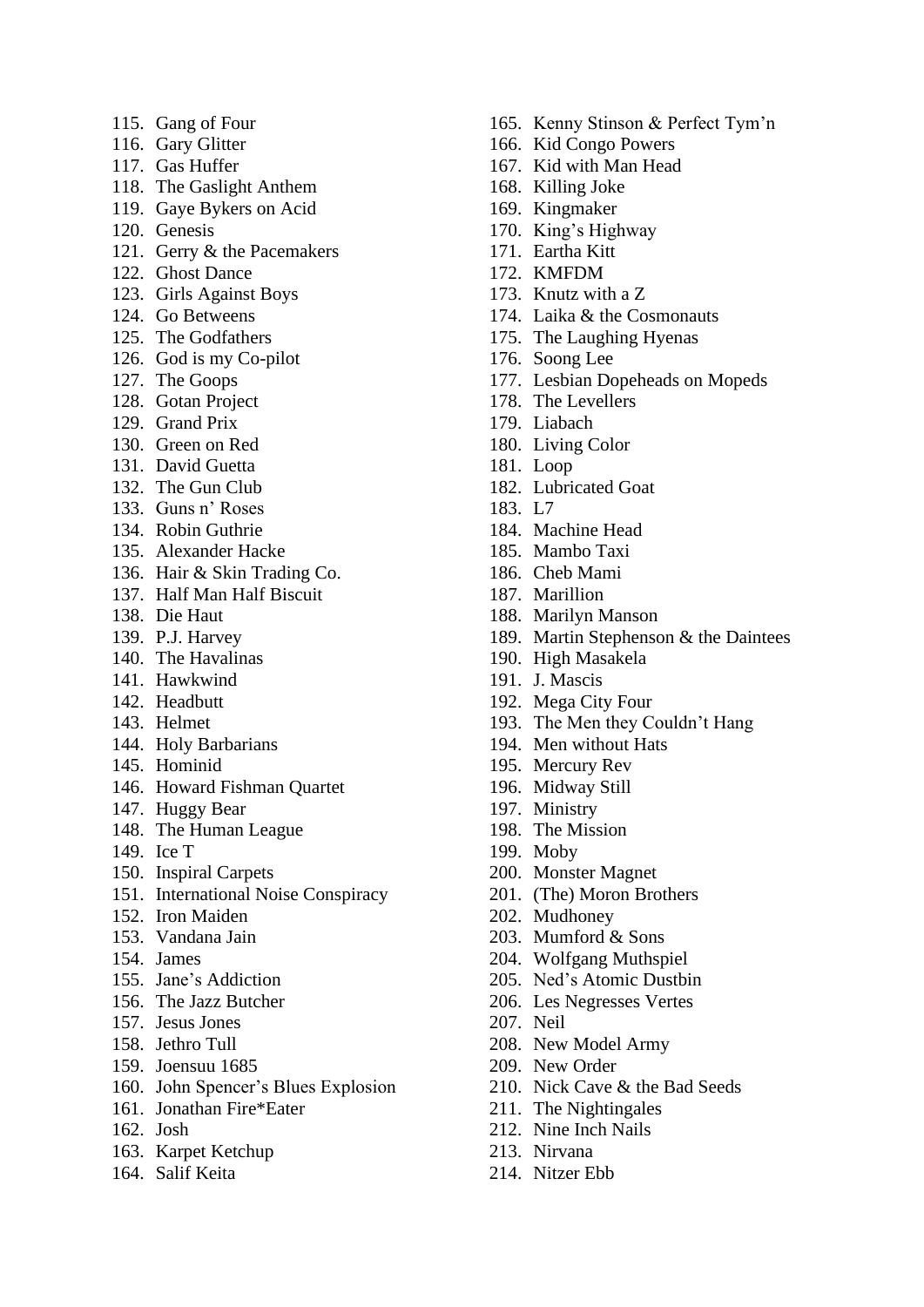115. Gang of Four
116. Gary Glitter
117. Gas Huffer
118. The Gaslight Anthem
119. Gaye Bykers on Acid
120. Genesis
121. Gerry & the Pacemakers
122. Ghost Dance
123. Girls Against Boys
124. Go Betweens
125. The Godfathers
126. God is my Co-pilot
127. The Goops
128. Gotan Project
129. Grand Prix
130. Green on Red
131. David Guetta
132. The Gun Club
133. Guns n' Roses
134. Robin Guthrie
135. Alexander Hacke
136. Hair & Skin Trading Co.
137. Half Man Half Biscuit
138. Die Haut
139. P.J. Harvey
140. The Havalinas
141. Hawkwind
142. Headbutt
143. Helmet
144. Holy Barbarians
145. Hominid
146. Howard Fishman Quartet
147. Huggy Bear
148. The Human League
149. Ice T
150. Inspiral Carpets
151. International Noise Conspiracy
152. Iron Maiden
153. Vandana Jain
154. James
155. Jane's Addiction
156. The Jazz Butcher
157. Jesus Jones
158. Jethro Tull
159. Joensuu 1685
160. John Spencer's Blues Explosion
161. Jonathan Fire*Eater
162. Josh
163. Karpet Ketchup
164. Salif Keita
165. Kenny Stinson & Perfect Tym'n
166. Kid Congo Powers
167. Kid with Man Head
168. Killing Joke
169. Kingmaker
170. King's Highway
171. Eartha Kitt
172. KMFDM
173. Knutz with a Z
174. Laika & the Cosmonauts
175. The Laughing Hyenas
176. Soong Lee
177. Lesbian Dopeheads on Mopeds
178. The Levellers
179. Liabach
180. Living Color
181. Loop
182. Lubricated Goat
183. L7
184. Machine Head
185. Mambo Taxi
186. Cheb Mami
187. Marillion
188. Marilyn Manson
189. Martin Stephenson & the Daintees
190. High Masakela
191. J. Mascis
192. Mega City Four
193. The Men they Couldn't Hang
194. Men without Hats
195. Mercury Rev
196. Midway Still
197. Ministry
198. The Mission
199. Moby
200. Monster Magnet
201. (The) Moron Brothers
202. Mudhoney
203. Mumford & Sons
204. Wolfgang Muthspiel
205. Ned's Atomic Dustbin
206. Les Negresses Vertes
207. Neil
208. New Model Army
209. New Order
210. Nick Cave & the Bad Seeds
211. The Nightingales
212. Nine Inch Nails
213. Nirvana
214. Nitzer Ebb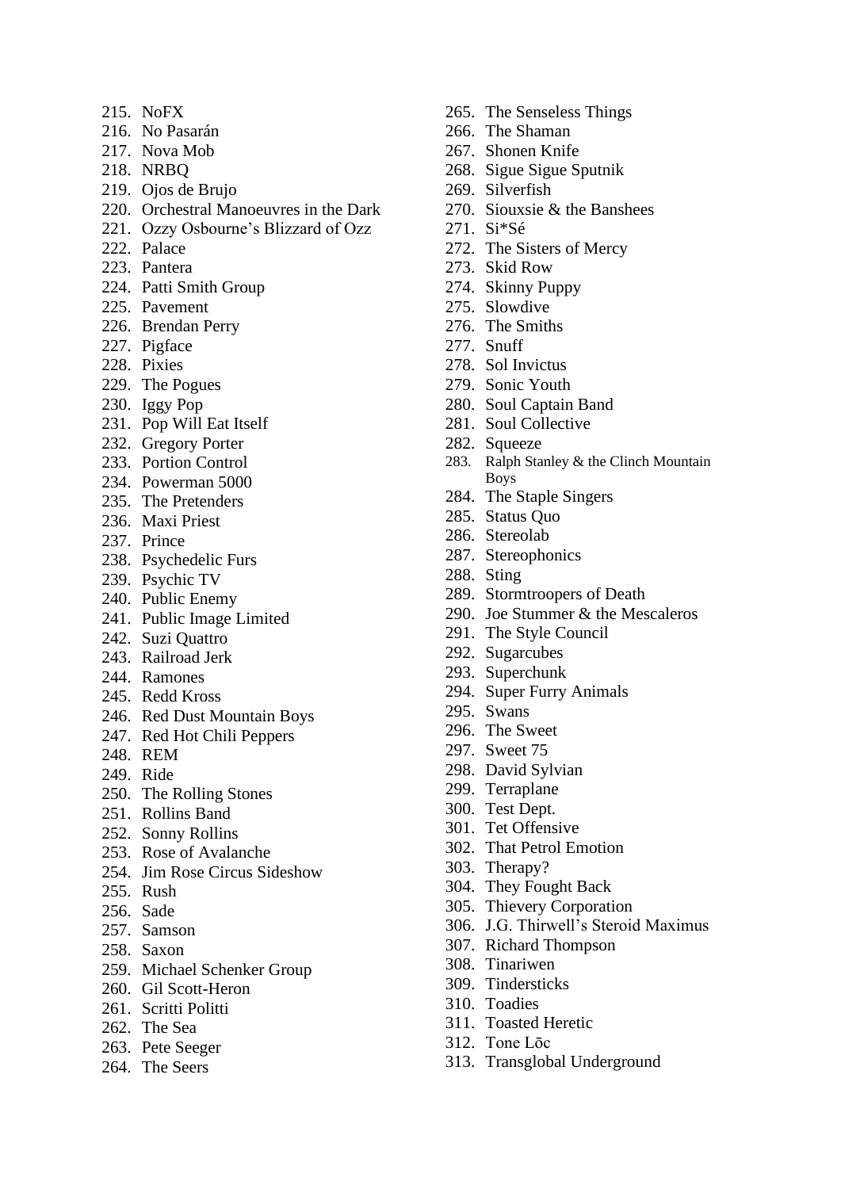215. NoFX
216. No Pasarán
217. Nova Mob
218. NRBQ
219. Ojos de Brujo
220. Orchestral Manoeuvres in the Dark
221. Ozzy Osbourne's Blizzard of Ozz
222. Palace
223. Pantera
224. Patti Smith Group
225. Pavement
226. Brendan Perry
227. Pigface
228. Pixies
229. The Pogues
230. Iggy Pop
231. Pop Will Eat Itself
232. Gregory Porter
233. Portion Control
234. Powerman 5000
235. The Pretenders
236. Maxi Priest
237. Prince
238. Psychedelic Furs
239. Psychic TV
240. Public Enemy
241. Public Image Limited
242. Suzi Quattro
243. Railroad Jerk
244. Ramones
245. Redd Kross
246. Red Dust Mountain Boys
247. Red Hot Chili Peppers
248. REM
249. Ride
250. The Rolling Stones
251. Rollins Band
252. Sonny Rollins
253. Rose of Avalanche
254. Jim Rose Circus Sideshow
255. Rush
256. Sade
257. Samson
258. Saxon
259. Michael Schenker Group
260. Gil Scott-Heron
261. Scritti Politti
262. The Sea
263. Pete Seeger
264. The Seers
265. The Senseless Things
266. The Shaman
267. Shonen Knife
268. Sigue Sigue Sputnik
269. Silverfish
270. Siouxsie & the Banshees
271. Si*Sé
272. The Sisters of Mercy
273. Skid Row
274. Skinny Puppy
275. Slowdive
276. The Smiths
277. Snuff
278. Sol Invictus
279. Sonic Youth
280. Soul Captain Band
281. Soul Collective
282. Squeeze
283. Ralph Stanley & the Clinch Mountain Boys
284. The Staple Singers
285. Status Quo
286. Stereolab
287. Stereophonics
288. Sting
289. Stormtroopers of Death
290. Joe Stummer & the Mescaleros
291. The Style Council
292. Sugarcubes
293. Superchunk
294. Super Furry Animals
295. Swans
296. The Sweet
297. Sweet 75
298. David Sylvian
299. Terraplane
300. Test Dept.
301. Tet Offensive
302. That Petrol Emotion
303. Therapy?
304. They Fought Back
305. Thievery Corporation
306. J.G. Thirwell's Steroid Maximus
307. Richard Thompson
308. Tinariwen
309. Tindersticks
310. Toadies
311. Toasted Heretic
312. Tone Lōc
313. Transglobal Underground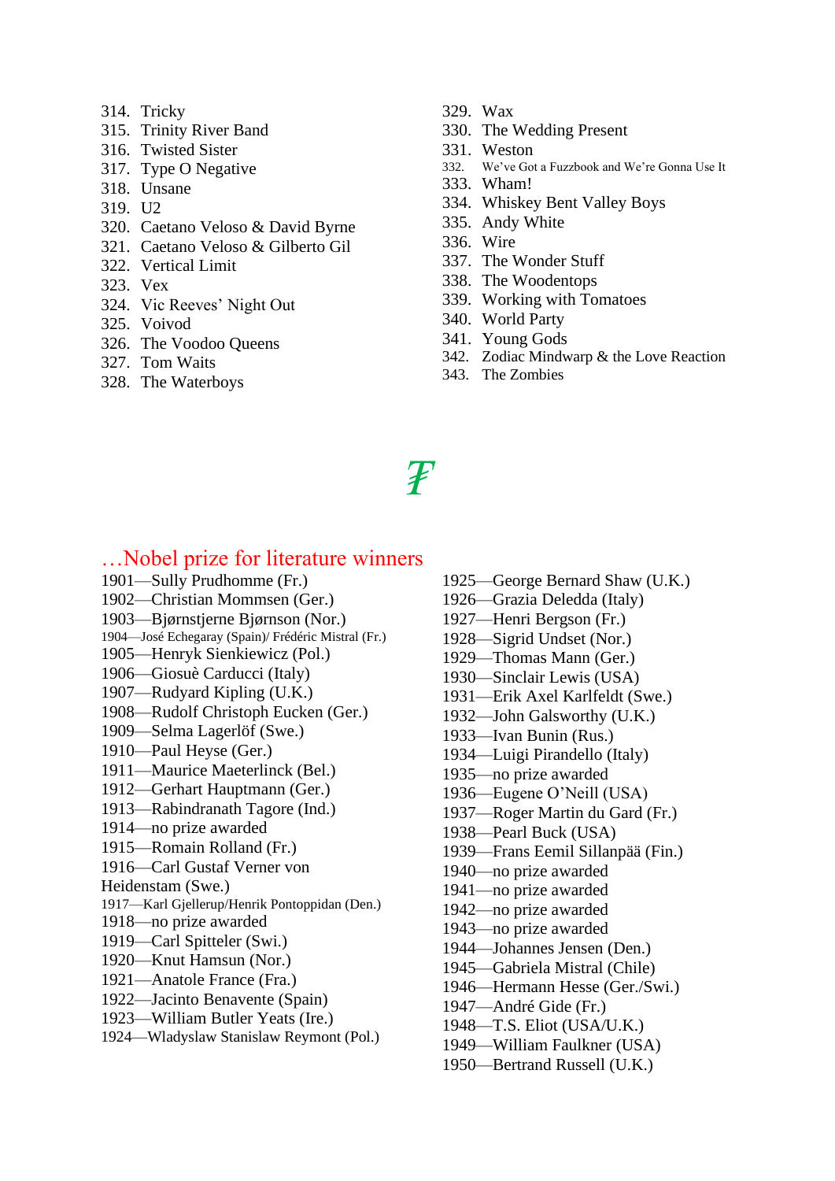314. Tricky
315. Trinity River Band
316. Twisted Sister
317. Type O Negative
318. Unsane
319. U2
320. Caetano Veloso & David Byrne
321. Caetano Veloso & Gilberto Gil
322. Vertical Limit
323. Vex
324. Vic Reeves' Night Out
325. Voivod
326. The Voodoo Queens
327. Tom Waits
328. The Waterboys
329. Wax
330. The Wedding Present
331. Weston
332. We've Got a Fuzzbook and We're Gonna Use It
333. Wham!
334. Whiskey Bent Valley Boys
335. Andy White
336. Wire
337. The Wonder Stuff
338. The Woodentops
339. Working with Tomatoes
340. World Party
341. Young Gods
342. Zodiac Mindwarp & the Love Reaction
343. The Zombies

₮

## …Nobel prize for literature winners

1901—Sully Prudhomme (Fr.)
1902—Christian Mommsen (Ger.)
1903—Bjørnstjerne Bjørnson (Nor.)
1904—José Echegaray (Spain)/ Frédéric Mistral (Fr.)
1905—Henryk Sienkiewicz (Pol.)
1906—Giosuè Carducci (Italy)
1907—Rudyard Kipling (U.K.)
1908—Rudolf Christoph Eucken (Ger.)
1909—Selma Lagerlöf (Swe.)
1910—Paul Heyse (Ger.)
1911—Maurice Maeterlinck (Bel.)
1912—Gerhart Hauptmann (Ger.)
1913—Rabindranath Tagore (Ind.)
1914—no prize awarded
1915—Romain Rolland (Fr.)
1916—Carl Gustaf Verner von Heidenstam (Swe.)
1917—Karl Gjellerup/Henrik Pontoppidan (Den.)
1918—no prize awarded
1919—Carl Spitteler (Swi.)
1920—Knut Hamsun (Nor.)
1921—Anatole France (Fra.)
1922—Jacinto Benavente (Spain)
1923—William Butler Yeats (Ire.)
1924—Wladyslaw Stanislaw Reymont (Pol.)
1925—George Bernard Shaw (U.K.)
1926—Grazia Deledda (Italy)
1927—Henri Bergson (Fr.)
1928—Sigrid Undset (Nor.)
1929—Thomas Mann (Ger.)
1930—Sinclair Lewis (USA)
1931—Erik Axel Karlfeldt (Swe.)
1932—John Galsworthy (U.K.)
1933—Ivan Bunin (Rus.)
1934—Luigi Pirandello (Italy)
1935—no prize awarded
1936—Eugene O'Neill (USA)
1937—Roger Martin du Gard (Fr.)
1938—Pearl Buck (USA)
1939—Frans Eemil Sillanpää (Fin.)
1940—no prize awarded
1941—no prize awarded
1942—no prize awarded
1943—no prize awarded
1944—Johannes Jensen (Den.)
1945—Gabriela Mistral (Chile)
1946—Hermann Hesse (Ger./Swi.)
1947—André Gide (Fr.)
1948—T.S. Eliot (USA/U.K.)
1949—William Faulkner (USA)
1950—Bertrand Russell (U.K.)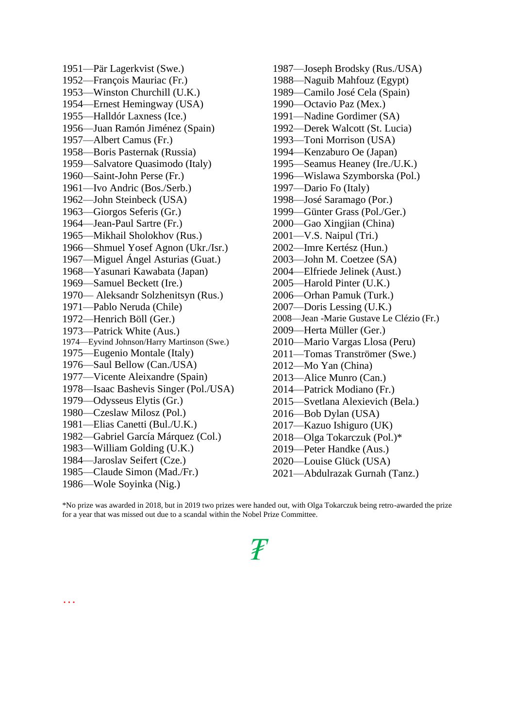1951—Pär Lagerkvist (Swe.)
1952—François Mauriac (Fr.)
1953—Winston Churchill (U.K.)
1954—Ernest Hemingway (USA)
1955—Halldór Laxness (Ice.)
1956—Juan Ramón Jiménez (Spain)
1957—Albert Camus (Fr.)
1958—Boris Pasternak (Russia)
1959—Salvatore Quasimodo (Italy)
1960—Saint-John Perse (Fr.)
1961—Ivo Andric (Bos./Serb.)
1962—John Steinbeck (USA)
1963—Giorgos Seferis (Gr.)
1964—Jean-Paul Sartre (Fr.)
1965—Mikhail Sholokhov (Rus.)
1966—Shmuel Yosef Agnon (Ukr./Isr.)
1967—Miguel Ángel Asturias (Guat.)
1968—Yasunari Kawabata (Japan)
1969—Samuel Beckett (Ire.)
1970— Aleksandr Solzhenitsyn (Rus.)
1971—Pablo Neruda (Chile)
1972—Henrich Böll (Ger.)
1973—Patrick White (Aus.)
1974—Eyvind Johnson/Harry Martinson (Swe.)
1975—Eugenio Montale (Italy)
1976—Saul Bellow (Can./USA)
1977—Vicente Aleixandre (Spain)
1978—Isaac Bashevis Singer (Pol./USA)
1979—Odysseus Elytis (Gr.)
1980—Czeslaw Milosz (Pol.)
1981—Elias Canetti (Bul./U.K.)
1982—Gabriel García Márquez (Col.)
1983—William Golding (U.K.)
1984—Jaroslav Seifert (Cze.)
1985—Claude Simon (Mad./Fr.)
1986—Wole Soyinka (Nig.)
1987—Joseph Brodsky (Rus./USA)
1988—Naguib Mahfouz (Egypt)
1989—Camilo José Cela (Spain)
1990—Octavio Paz (Mex.)
1991—Nadine Gordimer (SA)
1992—Derek Walcott (St. Lucia)
1993—Toni Morrison (USA)
1994—Kenzaburo Oe (Japan)
1995—Seamus Heaney (Ire./U.K.)
1996—Wislawa Szymborska (Pol.)
1997—Dario Fo (Italy)
1998—José Saramago (Por.)
1999—Günter Grass (Pol./Ger.)
2000—Gao Xingjian (China)
2001—V.S. Naipul (Tri.)
2002—Imre Kertész (Hun.)
2003—John M. Coetzee (SA)
2004—Elfriede Jelinek (Aust.)
2005—Harold Pinter (U.K.)
2006—Orhan Pamuk (Turk.)
2007—Doris Lessing (U.K.)
2008—Jean -Marie Gustave Le Clézio (Fr.)
2009—Herta Müller (Ger.)
2010—Mario Vargas Llosa (Peru)
2011—Tomas Tranströmer (Swe.)
2012—Mo Yan (China)
2013—Alice Munro (Can.)
2014—Patrick Modiano (Fr.)
2015—Svetlana Alexievich (Bela.)
2016—Bob Dylan (USA)
2017—Kazuo Ishiguro (UK)
2018—Olga Tokarczuk (Pol.)*
2019—Peter Handke (Aus.)
2020—Louise Glück (USA)
2021—Abdulrazak Gurnah (Tanz.)

*No prize was awarded in 2018, but in 2019 two prizes were handed out, with Olga Tokarczuk being retro-awarded the prize for a year that was missed out due to a scandal within the Nobel Prize Committee.

₮

…